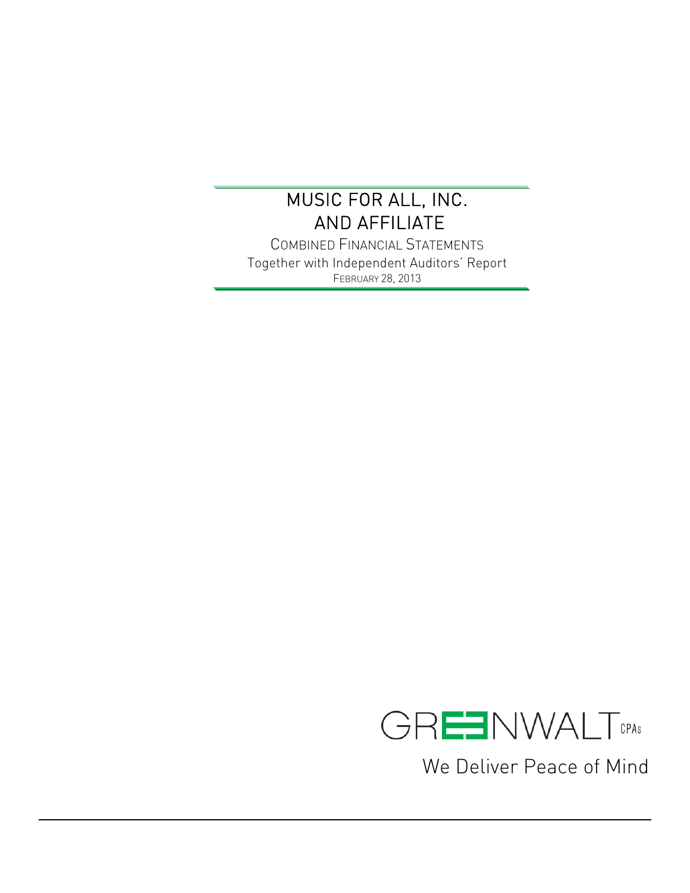# MUSIC FOR ALL, INC.
# AND AFFILIATE

COMBINED FINANCIAL STATEMENTS

Together with Independent Auditors' Report

FEBRUARY 28, 2013

GREENWALT CPAs

We Deliver Peace of Mind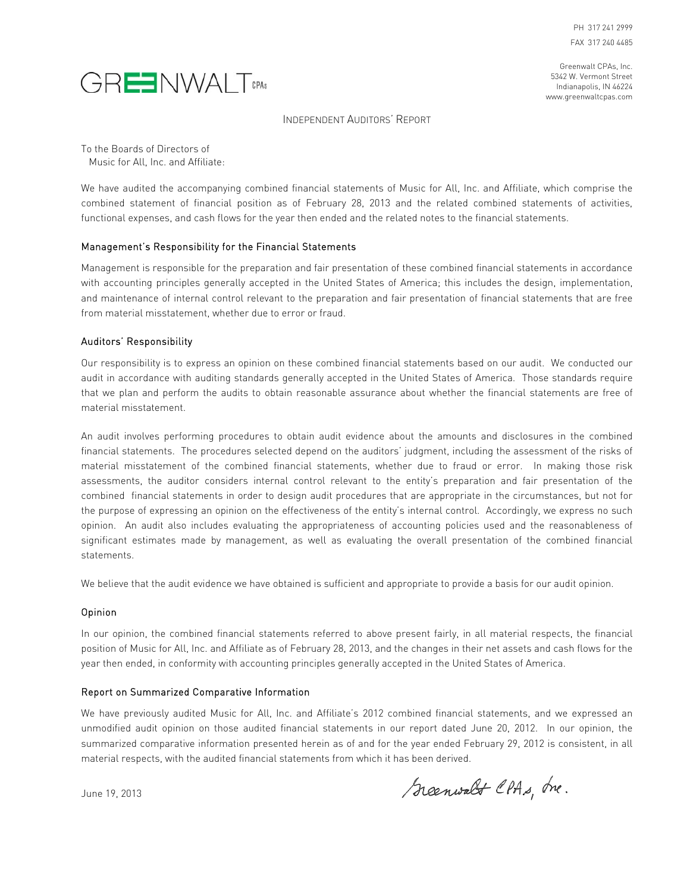GREENWALT CPAs

PH 317 241 2999
FAX 317 240 4485

Greenwalt CPAs, Inc.
5342 W. Vermont Street
Indianapolis, IN 46224
www.greenwaltcpas.com

# INDEPENDENT AUDITORS' REPORT

To the Boards of Directors of
Music for All, Inc. and Affiliate:

We have audited the accompanying combined financial statements of Music for All, Inc. and Affiliate, which comprise the combined statement of financial position as of February 28, 2013 and the related combined statements of activities, functional expenses, and cash flows for the year then ended and the related notes to the financial statements.

## Management's Responsibility for the Financial Statements

Management is responsible for the preparation and fair presentation of these combined financial statements in accordance with accounting principles generally accepted in the United States of America; this includes the design, implementation, and maintenance of internal control relevant to the preparation and fair presentation of financial statements that are free from material misstatement, whether due to error or fraud.

## Auditors' Responsibility

Our responsibility is to express an opinion on these combined financial statements based on our audit. We conducted our audit in accordance with auditing standards generally accepted in the United States of America. Those standards require that we plan and perform the audits to obtain reasonable assurance about whether the financial statements are free of material misstatement.

An audit involves performing procedures to obtain audit evidence about the amounts and disclosures in the combined financial statements. The procedures selected depend on the auditors' judgment, including the assessment of the risks of material misstatement of the combined financial statements, whether due to fraud or error. In making those risk assessments, the auditor considers internal control relevant to the entity's preparation and fair presentation of the combined financial statements in order to design audit procedures that are appropriate in the circumstances, but not for the purpose of expressing an opinion on the effectiveness of the entity's internal control. Accordingly, we express no such opinion. An audit also includes evaluating the appropriateness of accounting policies used and the reasonableness of significant estimates made by management, as well as evaluating the overall presentation of the combined financial statements.

We believe that the audit evidence we have obtained is sufficient and appropriate to provide a basis for our audit opinion.

## Opinion

In our opinion, the combined financial statements referred to above present fairly, in all material respects, the financial position of Music for All, Inc. and Affiliate as of February 28, 2013, and the changes in their net assets and cash flows for the year then ended, in conformity with accounting principles generally accepted in the United States of America.

## Report on Summarized Comparative Information

We have previously audited Music for All, Inc. and Affiliate's 2012 combined financial statements, and we expressed an unmodified audit opinion on those audited financial statements in our report dated June 20, 2012. In our opinion, the summarized comparative information presented herein as of and for the year ended February 29, 2012 is consistent, in all material respects, with the audited financial statements from which it has been derived.

June 19, 2013

Greenwalt CPAs, Inc.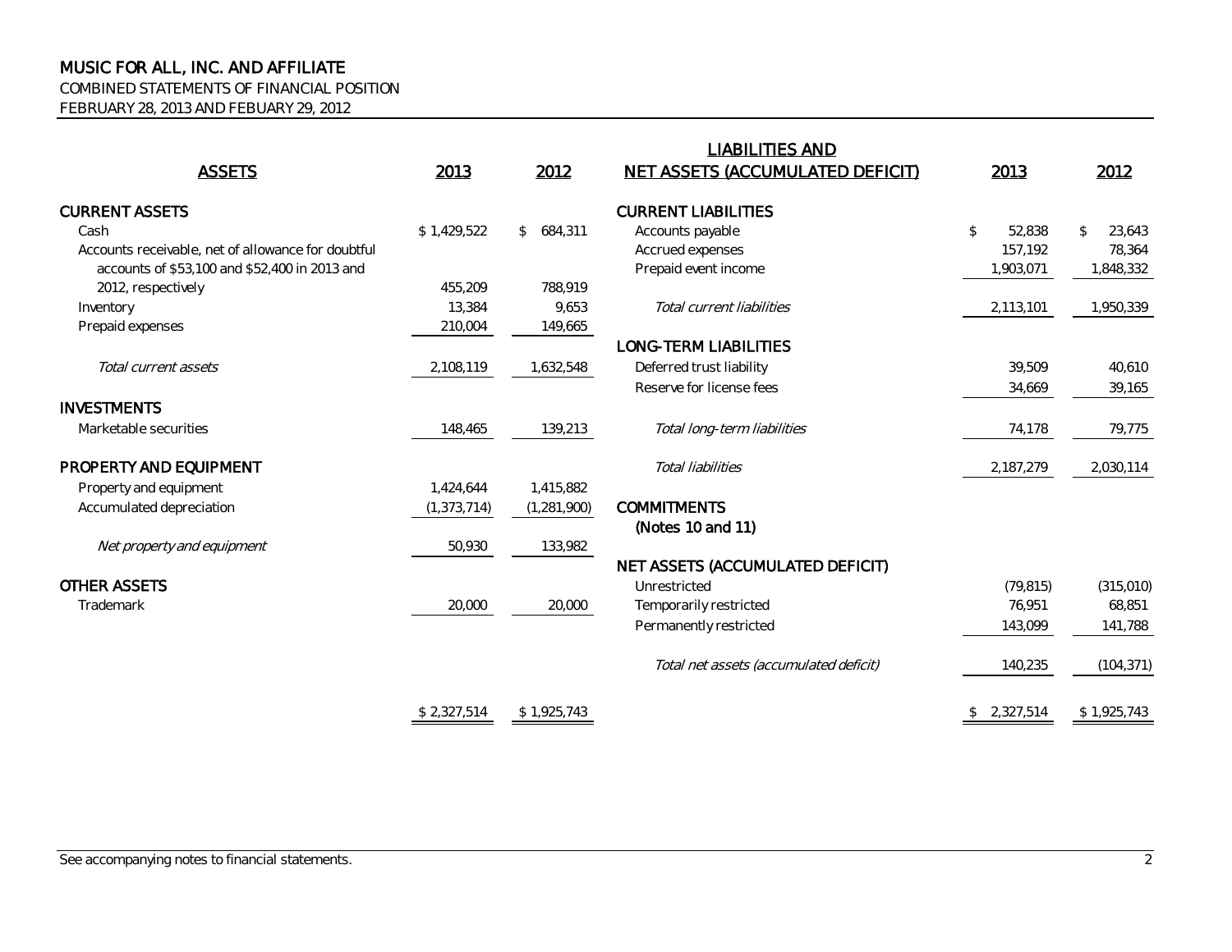# MUSIC FOR ALL, INC. AND AFFILIATE

COMBINED STATEMENTS OF FINANCIAL POSITION

FEBRUARY 28, 2013 AND FEBUARY 29, 2012

| ASSETS | 2013 | 2012 |
|---|---|---|
| **CURRENT ASSETS** | | |
| Cash | $ 1,429,522 | $ 684,311 |
| Accounts receivable, net of allowance for doubtful accounts of $53,100 and $52,400 in 2013 and 2012, respectively | 455,209 | 788,919 |
| Inventory | 13,384 | 9,653 |
| Prepaid expenses | 210,004 | 149,665 |
| *Total current assets* | 2,108,119 | 1,632,548 |
| **INVESTMENTS** | | |
| Marketable securities | 148,465 | 139,213 |
| **PROPERTY AND EQUIPMENT** | | |
| Property and equipment | 1,424,644 | 1,415,882 |
| Accumulated depreciation | (1,373,714) | (1,281,900) |
| *Net property and equipment* | 50,930 | 133,982 |
| **OTHER ASSETS** | | |
| Trademark | 20,000 | 20,000 |
| | $ 2,327,514 | $ 1,925,743 |

| LIABILITIES AND NET ASSETS (ACCUMULATED DEFICIT) | 2013 | 2012 |
|---|---|---|
| **CURRENT LIABILITIES** | | |
| Accounts payable | $ 52,838 | $ 23,643 |
| Accrued expenses | 157,192 | 78,364 |
| Prepaid event income | 1,903,071 | 1,848,332 |
| *Total current liabilities* | 2,113,101 | 1,950,339 |
| **LONG-TERM LIABILITIES** | | |
| Deferred trust liability | 39,509 | 40,610 |
| Reserve for license fees | 34,669 | 39,165 |
| *Total long-term liabilities* | 74,178 | 79,775 |
| *Total liabilities* | 2,187,279 | 2,030,114 |
| **COMMITMENTS (Notes 10 and 11)** | | |
| **NET ASSETS (ACCUMULATED DEFICIT)** | | |
| Unrestricted | (79,815) | (315,010) |
| Temporarily restricted | 76,951 | 68,851 |
| Permanently restricted | 143,099 | 141,788 |
| *Total net assets (accumulated deficit)* | 140,235 | (104,371) |
| | $ 2,327,514 | $ 1,925,743 |

See accompanying notes to financial statements.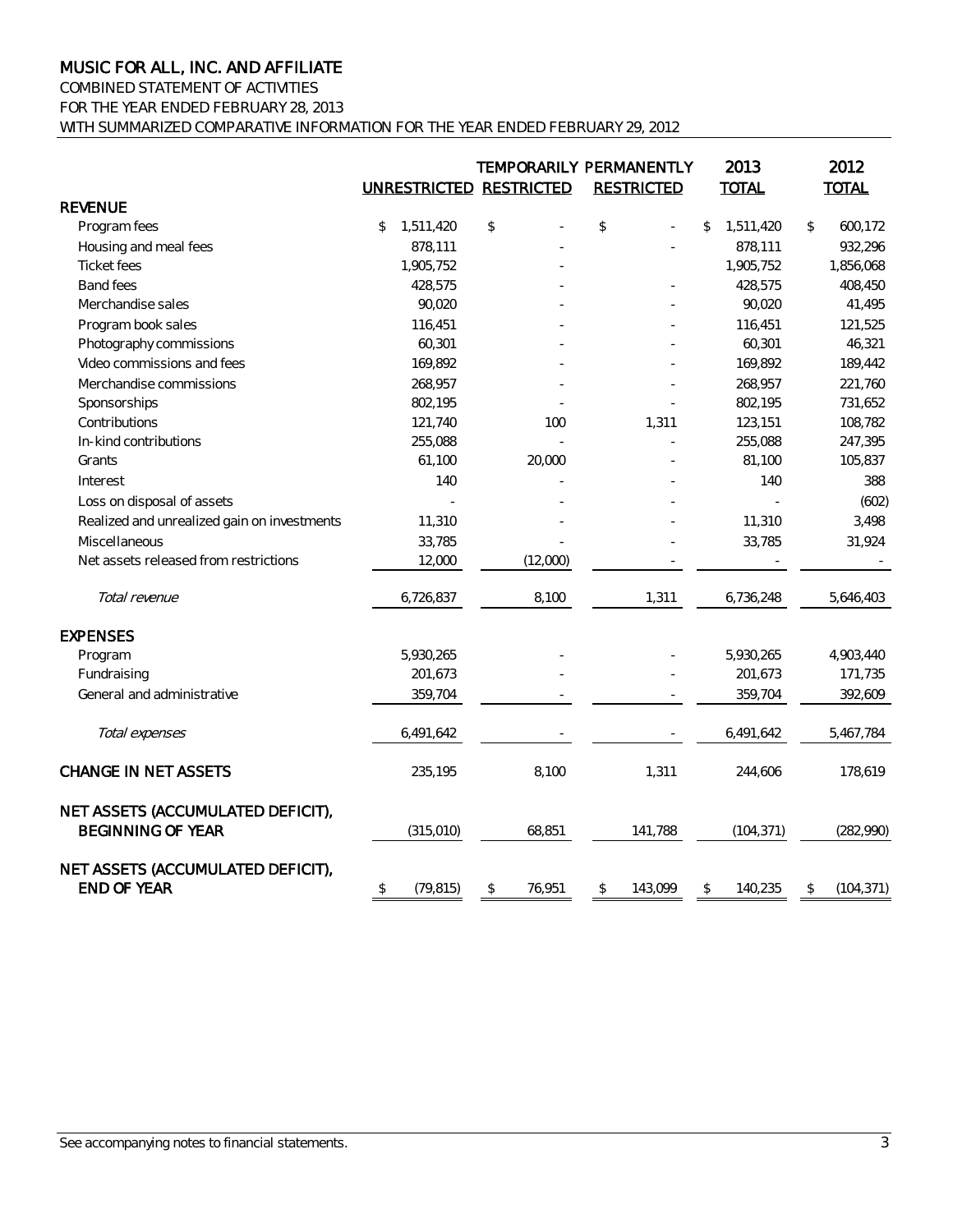# MUSIC FOR ALL, INC. AND AFFILIATE

COMBINED STATEMENT OF ACTIVITIES
FOR THE YEAR ENDED FEBRUARY 28, 2013
WITH SUMMARIZED COMPARATIVE INFORMATION FOR THE YEAR ENDED FEBRUARY 29, 2012

| | UNRESTRICTED | TEMPORARILY RESTRICTED | PERMANENTLY RESTRICTED | 2013 TOTAL | 2012 TOTAL |
|---|---|---|---|---|---|
| **REVENUE** | | | | | |
| Program fees | $ 1,511,420 | $ - | $ - | $ 1,511,420 | $ 600,172 |
| Housing and meal fees | 878,111 | - | - | 878,111 | 932,296 |
| Ticket fees | 1,905,752 | - | | 1,905,752 | 1,856,068 |
| Band fees | 428,575 | - | - | 428,575 | 408,450 |
| Merchandise sales | 90,020 | - | - | 90,020 | 41,495 |
| Program book sales | 116,451 | - | - | 116,451 | 121,525 |
| Photography commissions | 60,301 | - | - | 60,301 | 46,321 |
| Video commissions and fees | 169,892 | - | - | 169,892 | 189,442 |
| Merchandise commissions | 268,957 | - | - | 268,957 | 221,760 |
| Sponsorships | 802,195 | - | - | 802,195 | 731,652 |
| Contributions | 121,740 | 100 | 1,311 | 123,151 | 108,782 |
| In-kind contributions | 255,088 | - | - | 255,088 | 247,395 |
| Grants | 61,100 | 20,000 | - | 81,100 | 105,837 |
| Interest | 140 | - | - | 140 | 388 |
| Loss on disposal of assets | - | - | - | - | (602) |
| Realized and unrealized gain on investments | 11,310 | - | - | 11,310 | 3,498 |
| Miscellaneous | 33,785 | - | - | 33,785 | 31,924 |
| Net assets released from restrictions | 12,000 | (12,000) | - | - | - |
| *Total revenue* | 6,726,837 | 8,100 | 1,311 | 6,736,248 | 5,646,403 |
| **EXPENSES** | | | | | |
| Program | 5,930,265 | - | - | 5,930,265 | 4,903,440 |
| Fundraising | 201,673 | - | - | 201,673 | 171,735 |
| General and administrative | 359,704 | - | - | 359,704 | 392,609 |
| *Total expenses* | 6,491,642 | - | - | 6,491,642 | 5,467,784 |
| **CHANGE IN NET ASSETS** | 235,195 | 8,100 | 1,311 | 244,606 | 178,619 |
| **NET ASSETS (ACCUMULATED DEFICIT), BEGINNING OF YEAR** | (315,010) | 68,851 | 141,788 | (104,371) | (282,990) |
| **NET ASSETS (ACCUMULATED DEFICIT), END OF YEAR** | $ (79,815) | $ 76,951 | $ 143,099 | $ 140,235 | $ (104,371) |

See accompanying notes to financial statements.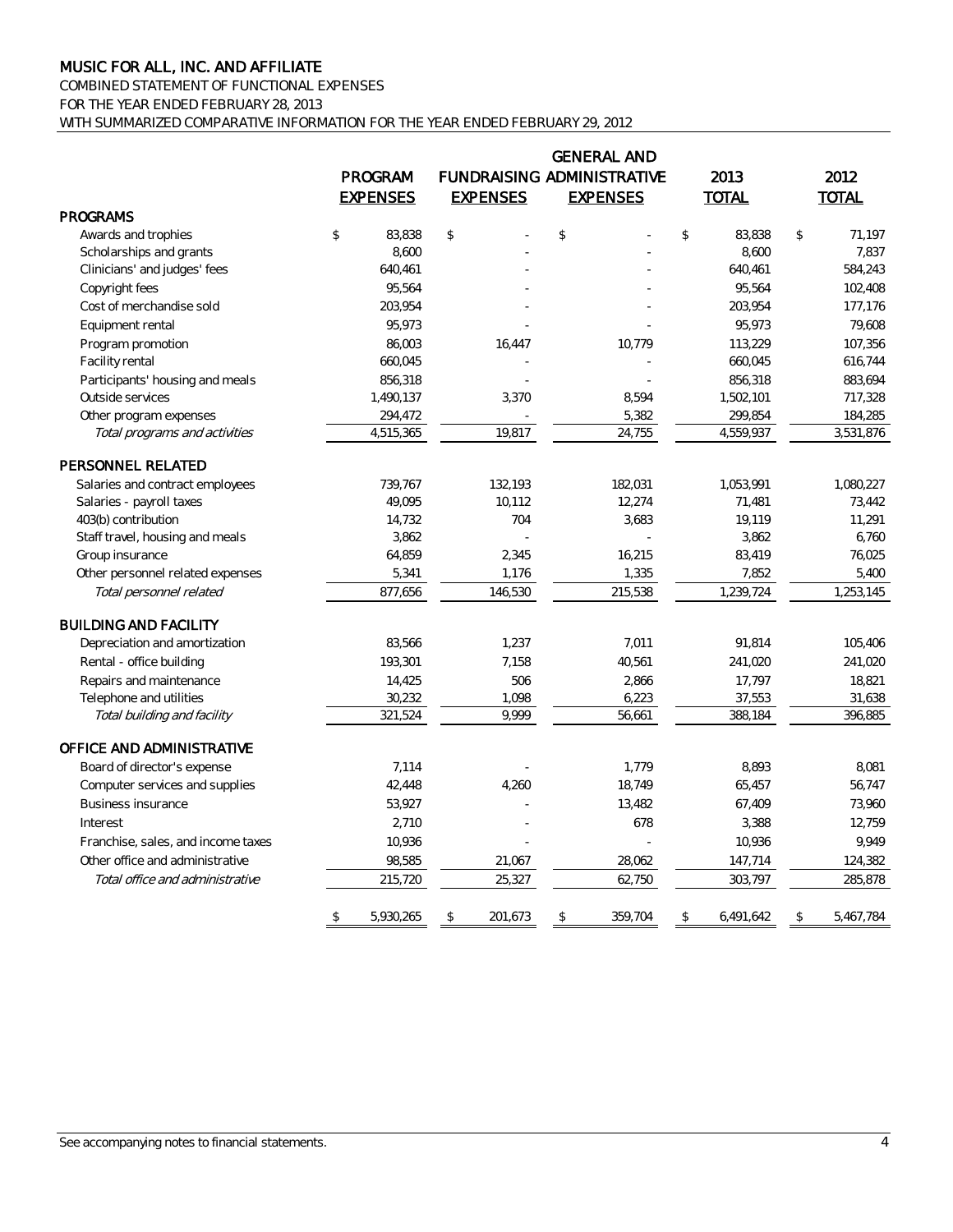# MUSIC FOR ALL, INC. AND AFFILIATE

COMBINED STATEMENT OF FUNCTIONAL EXPENSES
FOR THE YEAR ENDED FEBRUARY 28, 2013
WITH SUMMARIZED COMPARATIVE INFORMATION FOR THE YEAR ENDED FEBRUARY 29, 2012

| | PROGRAM EXPENSES | FUNDRAISING EXPENSES | GENERAL AND ADMINISTRATIVE EXPENSES | 2013 TOTAL | 2012 TOTAL |
|---|---|---|---|---|---|
| **PROGRAMS** | | | | | |
| Awards and trophies | $ 83,838 | $ - | $ - | $ 83,838 | $ 71,197 |
| Scholarships and grants | 8,600 | - | - | 8,600 | 7,837 |
| Clinicians' and judges' fees | 640,461 | - | - | 640,461 | 584,243 |
| Copyright fees | 95,564 | - | - | 95,564 | 102,408 |
| Cost of merchandise sold | 203,954 | - | - | 203,954 | 177,176 |
| Equipment rental | 95,973 | - | - | 95,973 | 79,608 |
| Program promotion | 86,003 | 16,447 | 10,779 | 113,229 | 107,356 |
| Facility rental | 660,045 | - | - | 660,045 | 616,744 |
| Participants' housing and meals | 856,318 | - | - | 856,318 | 883,694 |
| Outside services | 1,490,137 | 3,370 | 8,594 | 1,502,101 | 717,328 |
| Other program expenses | 294,472 | - | 5,382 | 299,854 | 184,285 |
| *Total programs and activities* | 4,515,365 | 19,817 | 24,755 | 4,559,937 | 3,531,876 |
| **PERSONNEL RELATED** | | | | | |
| Salaries and contract employees | 739,767 | 132,193 | 182,031 | 1,053,991 | 1,080,227 |
| Salaries - payroll taxes | 49,095 | 10,112 | 12,274 | 71,481 | 73,442 |
| 403(b) contribution | 14,732 | 704 | 3,683 | 19,119 | 11,291 |
| Staff travel, housing and meals | 3,862 | - | - | 3,862 | 6,760 |
| Group insurance | 64,859 | 2,345 | 16,215 | 83,419 | 76,025 |
| Other personnel related expenses | 5,341 | 1,176 | 1,335 | 7,852 | 5,400 |
| *Total personnel related* | 877,656 | 146,530 | 215,538 | 1,239,724 | 1,253,145 |
| **BUILDING AND FACILITY** | | | | | |
| Depreciation and amortization | 83,566 | 1,237 | 7,011 | 91,814 | 105,406 |
| Rental - office building | 193,301 | 7,158 | 40,561 | 241,020 | 241,020 |
| Repairs and maintenance | 14,425 | 506 | 2,866 | 17,797 | 18,821 |
| Telephone and utilities | 30,232 | 1,098 | 6,223 | 37,553 | 31,638 |
| *Total building and facility* | 321,524 | 9,999 | 56,661 | 388,184 | 396,885 |
| **OFFICE AND ADMINISTRATIVE** | | | | | |
| Board of director's expense | 7,114 | - | 1,779 | 8,893 | 8,081 |
| Computer services and supplies | 42,448 | 4,260 | 18,749 | 65,457 | 56,747 |
| Business insurance | 53,927 | - | 13,482 | 67,409 | 73,960 |
| Interest | 2,710 | - | 678 | 3,388 | 12,759 |
| Franchise, sales, and income taxes | 10,936 | - | - | 10,936 | 9,949 |
| Other office and administrative | 98,585 | 21,067 | 28,062 | 147,714 | 124,382 |
| *Total office and administrative* | 215,720 | 25,327 | 62,750 | 303,797 | 285,878 |
| | $ 5,930,265 | $ 201,673 | $ 359,704 | $ 6,491,642 | $ 5,467,784 |

See accompanying notes to financial statements.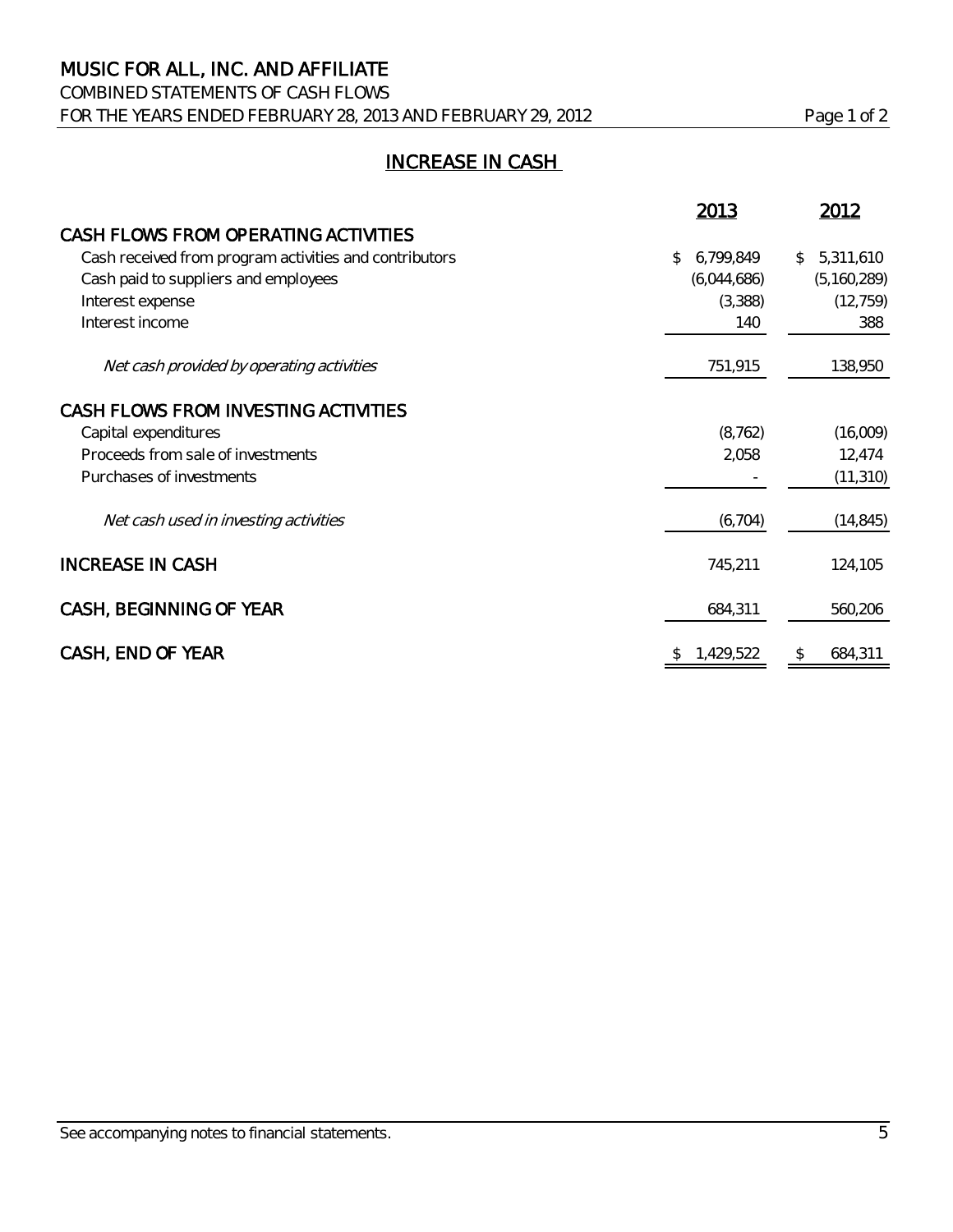# MUSIC FOR ALL, INC. AND AFFILIATE

COMBINED STATEMENTS OF CASH FLOWS

FOR THE YEARS ENDED FEBRUARY 28, 2013 AND FEBRUARY 29, 2012

## INCREASE IN CASH

| | 2013 | 2012 |
|---|---|---|
| **CASH FLOWS FROM OPERATING ACTIVITIES** | | |
| Cash received from program activities and contributors | $ 6,799,849 | $ 5,311,610 |
| Cash paid to suppliers and employees | (6,044,686) | (5,160,289) |
| Interest expense | (3,388) | (12,759) |
| Interest income | 140 | 388 |
| *Net cash provided by operating activities* | 751,915 | 138,950 |
| **CASH FLOWS FROM INVESTING ACTIVITIES** | | |
| Capital expenditures | (8,762) | (16,009) |
| Proceeds from sale of investments | 2,058 | 12,474 |
| Purchases of investments | - | (11,310) |
| *Net cash used in investing activities* | (6,704) | (14,845) |
| **INCREASE IN CASH** | 745,211 | 124,105 |
| **CASH, BEGINNING OF YEAR** | 684,311 | 560,206 |
| **CASH, END OF YEAR** | $ 1,429,522 | $ 684,311 |

See accompanying notes to financial statements.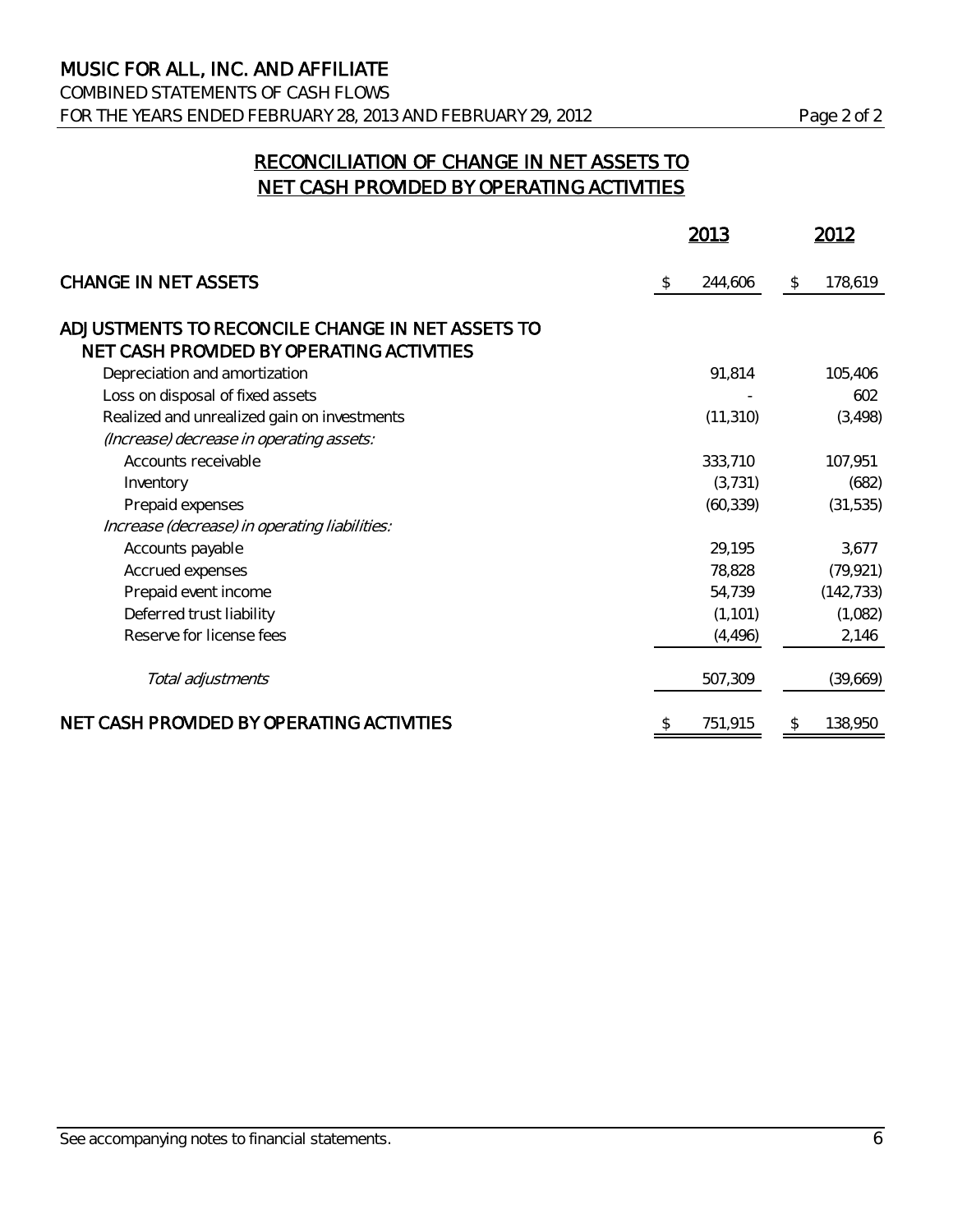# MUSIC FOR ALL, INC. AND AFFILIATE

COMBINED STATEMENTS OF CASH FLOWS

FOR THE YEARS ENDED FEBRUARY 28, 2013 AND FEBRUARY 29, 2012

## RECONCILIATION OF CHANGE IN NET ASSETS TO NET CASH PROVIDED BY OPERATING ACTIVITIES

| | 2013 | 2012 |
|---|---|---|
| **CHANGE IN NET ASSETS** | $ 244,606 | $ 178,619 |
| **ADJUSTMENTS TO RECONCILE CHANGE IN NET ASSETS TO NET CASH PROVIDED BY OPERATING ACTIVITIES** | | |
| Depreciation and amortization | 91,814 | 105,406 |
| Loss on disposal of fixed assets | - | 602 |
| Realized and unrealized gain on investments | (11,310) | (3,498) |
| *(Increase) decrease in operating assets:* | | |
| Accounts receivable | 333,710 | 107,951 |
| Inventory | (3,731) | (682) |
| Prepaid expenses | (60,339) | (31,535) |
| *Increase (decrease) in operating liabilities:* | | |
| Accounts payable | 29,195 | 3,677 |
| Accrued expenses | 78,828 | (79,921) |
| Prepaid event income | 54,739 | (142,733) |
| Deferred trust liability | (1,101) | (1,082) |
| Reserve for license fees | (4,496) | 2,146 |
| *Total adjustments* | 507,309 | (39,669) |
| **NET CASH PROVIDED BY OPERATING ACTIVITIES** | $ 751,915 | $ 138,950 |

See accompanying notes to financial statements.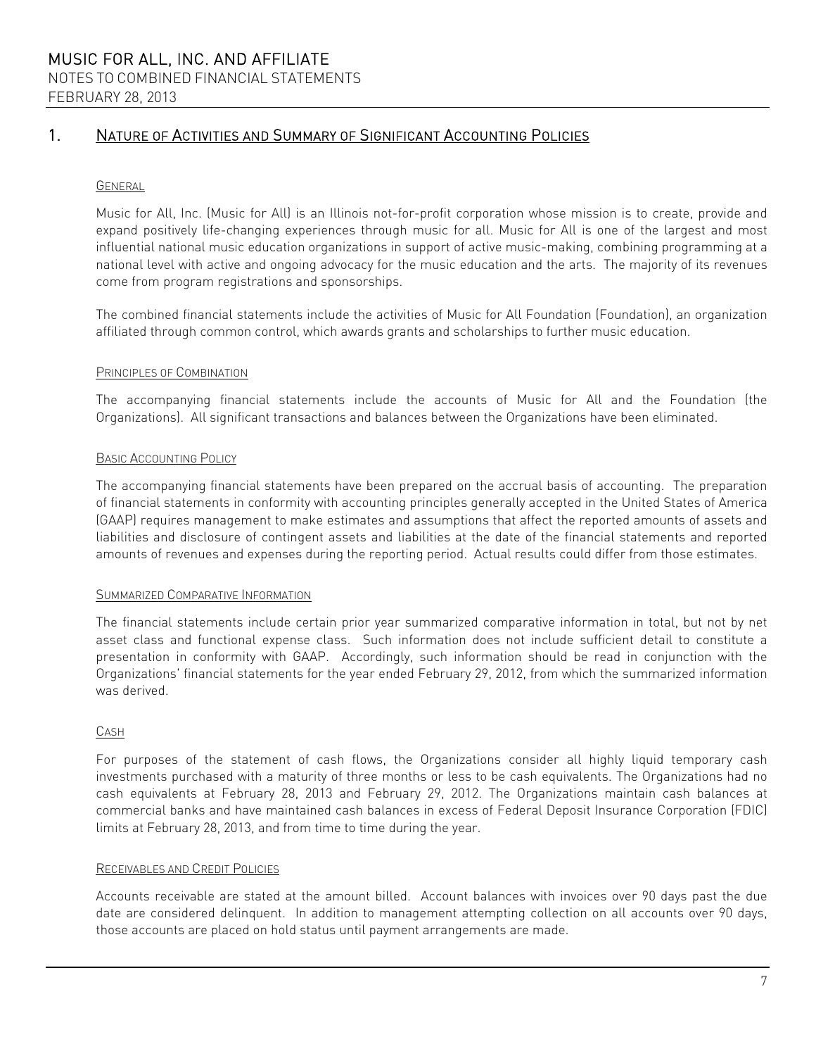## 1. Nature of Activities and Summary of Significant Accounting Policies

### General

Music for All, Inc. (Music for All) is an Illinois not-for-profit corporation whose mission is to create, provide and expand positively life-changing experiences through music for all. Music for All is one of the largest and most influential national music education organizations in support of active music-making, combining programming at a national level with active and ongoing advocacy for the music education and the arts. The majority of its revenues come from program registrations and sponsorships.

The combined financial statements include the activities of Music for All Foundation (Foundation), an organization affiliated through common control, which awards grants and scholarships to further music education.

### Principles of Combination

The accompanying financial statements include the accounts of Music for All and the Foundation (the Organizations). All significant transactions and balances between the Organizations have been eliminated.

### Basic Accounting Policy

The accompanying financial statements have been prepared on the accrual basis of accounting. The preparation of financial statements in conformity with accounting principles generally accepted in the United States of America (GAAP) requires management to make estimates and assumptions that affect the reported amounts of assets and liabilities and disclosure of contingent assets and liabilities at the date of the financial statements and reported amounts of revenues and expenses during the reporting period. Actual results could differ from those estimates.

### Summarized Comparative Information

The financial statements include certain prior year summarized comparative information in total, but not by net asset class and functional expense class. Such information does not include sufficient detail to constitute a presentation in conformity with GAAP. Accordingly, such information should be read in conjunction with the Organizations' financial statements for the year ended February 29, 2012, from which the summarized information was derived.

### Cash

For purposes of the statement of cash flows, the Organizations consider all highly liquid temporary cash investments purchased with a maturity of three months or less to be cash equivalents. The Organizations had no cash equivalents at February 28, 2013 and February 29, 2012. The Organizations maintain cash balances at commercial banks and have maintained cash balances in excess of Federal Deposit Insurance Corporation (FDIC) limits at February 28, 2013, and from time to time during the year.

### Receivables and Credit Policies

Accounts receivable are stated at the amount billed. Account balances with invoices over 90 days past the due date are considered delinquent. In addition to management attempting collection on all accounts over 90 days, those accounts are placed on hold status until payment arrangements are made.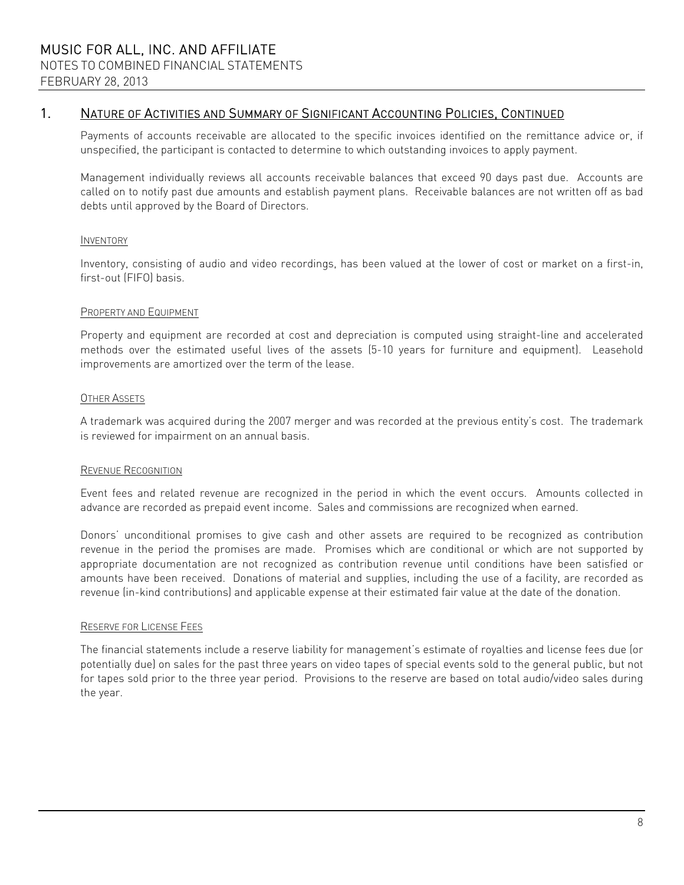## 1. Nature of Activities and Summary of Significant Accounting Policies, Continued

Payments of accounts receivable are allocated to the specific invoices identified on the remittance advice or, if unspecified, the participant is contacted to determine to which outstanding invoices to apply payment.

Management individually reviews all accounts receivable balances that exceed 90 days past due. Accounts are called on to notify past due amounts and establish payment plans. Receivable balances are not written off as bad debts until approved by the Board of Directors.

### Inventory

Inventory, consisting of audio and video recordings, has been valued at the lower of cost or market on a first-in, first-out (FIFO) basis.

### Property and Equipment

Property and equipment are recorded at cost and depreciation is computed using straight-line and accelerated methods over the estimated useful lives of the assets (5-10 years for furniture and equipment). Leasehold improvements are amortized over the term of the lease.

### Other Assets

A trademark was acquired during the 2007 merger and was recorded at the previous entity's cost. The trademark is reviewed for impairment on an annual basis.

### Revenue Recognition

Event fees and related revenue are recognized in the period in which the event occurs. Amounts collected in advance are recorded as prepaid event income. Sales and commissions are recognized when earned.

Donors' unconditional promises to give cash and other assets are required to be recognized as contribution revenue in the period the promises are made. Promises which are conditional or which are not supported by appropriate documentation are not recognized as contribution revenue until conditions have been satisfied or amounts have been received. Donations of material and supplies, including the use of a facility, are recorded as revenue (in-kind contributions) and applicable expense at their estimated fair value at the date of the donation.

### Reserve for License Fees

The financial statements include a reserve liability for management's estimate of royalties and license fees due (or potentially due) on sales for the past three years on video tapes of special events sold to the general public, but not for tapes sold prior to the three year period. Provisions to the reserve are based on total audio/video sales during the year.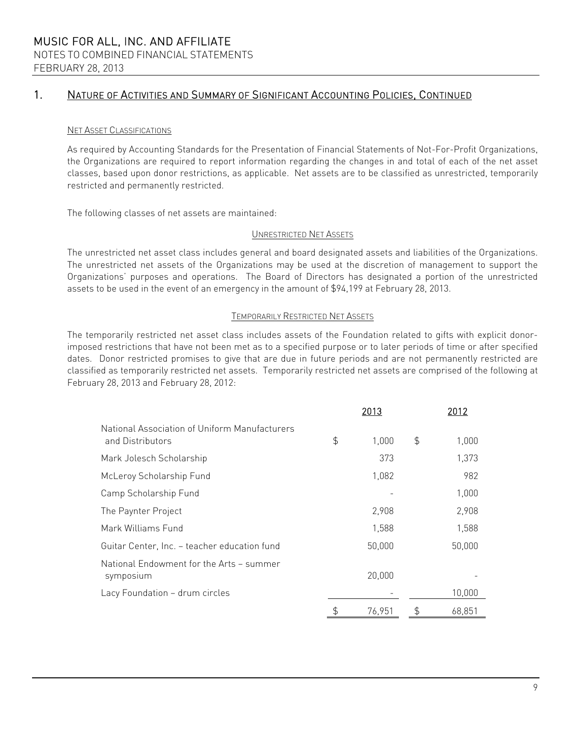## 1. NATURE OF ACTIVITIES AND SUMMARY OF SIGNIFICANT ACCOUNTING POLICIES, CONTINUED

### NET ASSET CLASSIFICATIONS

As required by Accounting Standards for the Presentation of Financial Statements of Not-For-Profit Organizations, the Organizations are required to report information regarding the changes in and total of each of the net asset classes, based upon donor restrictions, as applicable. Net assets are to be classified as unrestricted, temporarily restricted and permanently restricted.

The following classes of net assets are maintained:

#### UNRESTRICTED NET ASSETS

The unrestricted net asset class includes general and board designated assets and liabilities of the Organizations. The unrestricted net assets of the Organizations may be used at the discretion of management to support the Organizations' purposes and operations. The Board of Directors has designated a portion of the unrestricted assets to be used in the event of an emergency in the amount of $94,199 at February 28, 2013.

#### TEMPORARILY RESTRICTED NET ASSETS

The temporarily restricted net asset class includes assets of the Foundation related to gifts with explicit donor-imposed restrictions that have not been met as to a specified purpose or to later periods of time or after specified dates. Donor restricted promises to give that are due in future periods and are not permanently restricted are classified as temporarily restricted net assets. Temporarily restricted net assets are comprised of the following at February 28, 2013 and February 28, 2012:

| | 2013 | 2012 |
|---|---|---|
| National Association of Uniform Manufacturers and Distributors | $ 1,000 | $ 1,000 |
| Mark Jolesch Scholarship | 373 | 1,373 |
| McLeroy Scholarship Fund | 1,082 | 982 |
| Camp Scholarship Fund | - | 1,000 |
| The Paynter Project | 2,908 | 2,908 |
| Mark Williams Fund | 1,588 | 1,588 |
| Guitar Center, Inc. – teacher education fund | 50,000 | 50,000 |
| National Endowment for the Arts – summer symposium | 20,000 | - |
| Lacy Foundation – drum circles | - | 10,000 |
| | $ 76,951 | $ 68,851 |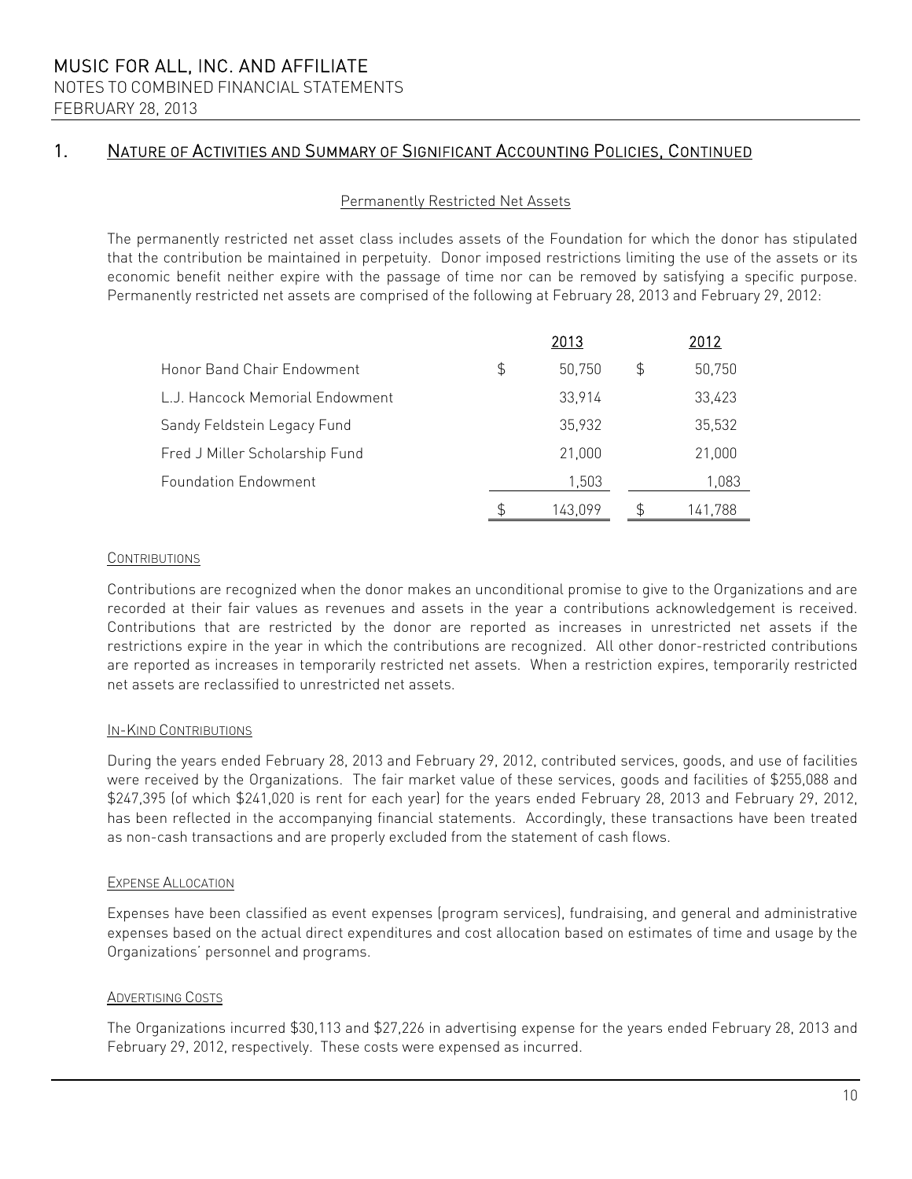## 1. NATURE OF ACTIVITIES AND SUMMARY OF SIGNIFICANT ACCOUNTING POLICIES, CONTINUED

### Permanently Restricted Net Assets

The permanently restricted net asset class includes assets of the Foundation for which the donor has stipulated that the contribution be maintained in perpetuity. Donor imposed restrictions limiting the use of the assets or its economic benefit neither expire with the passage of time nor can be removed by satisfying a specific purpose. Permanently restricted net assets are comprised of the following at February 28, 2013 and February 29, 2012:

| | 2013 | 2012 |
|---|---|---|
| Honor Band Chair Endowment | $ 50,750 | $ 50,750 |
| L.J. Hancock Memorial Endowment | 33,914 | 33,423 |
| Sandy Feldstein Legacy Fund | 35,932 | 35,532 |
| Fred J Miller Scholarship Fund | 21,000 | 21,000 |
| Foundation Endowment | 1,503 | 1,083 |
| | $ 143,099 | $ 141,788 |

### CONTRIBUTIONS

Contributions are recognized when the donor makes an unconditional promise to give to the Organizations and are recorded at their fair values as revenues and assets in the year a contributions acknowledgement is received. Contributions that are restricted by the donor are reported as increases in unrestricted net assets if the restrictions expire in the year in which the contributions are recognized. All other donor-restricted contributions are reported as increases in temporarily restricted net assets. When a restriction expires, temporarily restricted net assets are reclassified to unrestricted net assets.

### IN-KIND CONTRIBUTIONS

During the years ended February 28, 2013 and February 29, 2012, contributed services, goods, and use of facilities were received by the Organizations. The fair market value of these services, goods and facilities of $255,088 and $247,395 (of which $241,020 is rent for each year) for the years ended February 28, 2013 and February 29, 2012, has been reflected in the accompanying financial statements. Accordingly, these transactions have been treated as non-cash transactions and are properly excluded from the statement of cash flows.

### EXPENSE ALLOCATION

Expenses have been classified as event expenses (program services), fundraising, and general and administrative expenses based on the actual direct expenditures and cost allocation based on estimates of time and usage by the Organizations' personnel and programs.

### ADVERTISING COSTS

The Organizations incurred $30,113 and $27,226 in advertising expense for the years ended February 28, 2013 and February 29, 2012, respectively. These costs were expensed as incurred.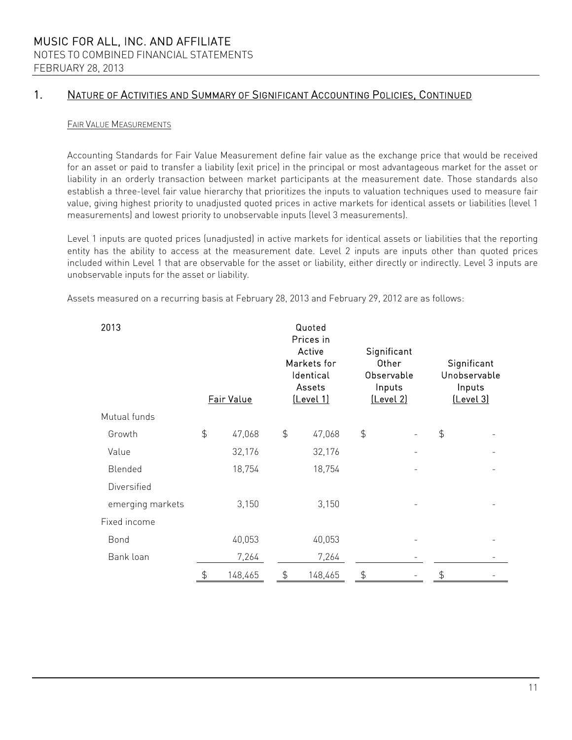## 1. Nature of Activities and Summary of Significant Accounting Policies, Continued

### Fair Value Measurements

Accounting Standards for Fair Value Measurement define fair value as the exchange price that would be received for an asset or paid to transfer a liability (exit price) in the principal or most advantageous market for the asset or liability in an orderly transaction between market participants at the measurement date. Those standards also establish a three-level fair value hierarchy that prioritizes the inputs to valuation techniques used to measure fair value, giving highest priority to unadjusted quoted prices in active markets for identical assets or liabilities (level 1 measurements) and lowest priority to unobservable inputs (level 3 measurements).

Level 1 inputs are quoted prices (unadjusted) in active markets for identical assets or liabilities that the reporting entity has the ability to access at the measurement date. Level 2 inputs are inputs other than quoted prices included within Level 1 that are observable for the asset or liability, either directly or indirectly. Level 3 inputs are unobservable inputs for the asset or liability.

Assets measured on a recurring basis at February 28, 2013 and February 29, 2012 are as follows:

| 2013 | Fair Value | Quoted Prices in Active Markets for Identical Assets (Level 1) | Significant Other Observable Inputs (Level 2) | Significant Unobservable Inputs (Level 3) |
|---|---|---|---|---|
| Mutual funds | | | | |
| Growth | $ 47,068 | $ 47,068 | $ - | $ - |
| Value | 32,176 | 32,176 | - | - |
| Blended | 18,754 | 18,754 | - | - |
| Diversified emerging markets | 3,150 | 3,150 | - | - |
| Fixed income | | | | |
| Bond | 40,053 | 40,053 | - | - |
| Bank loan | 7,264 | 7,264 | - | - |
| | $ 148,465 | $ 148,465 | $ - | $ - |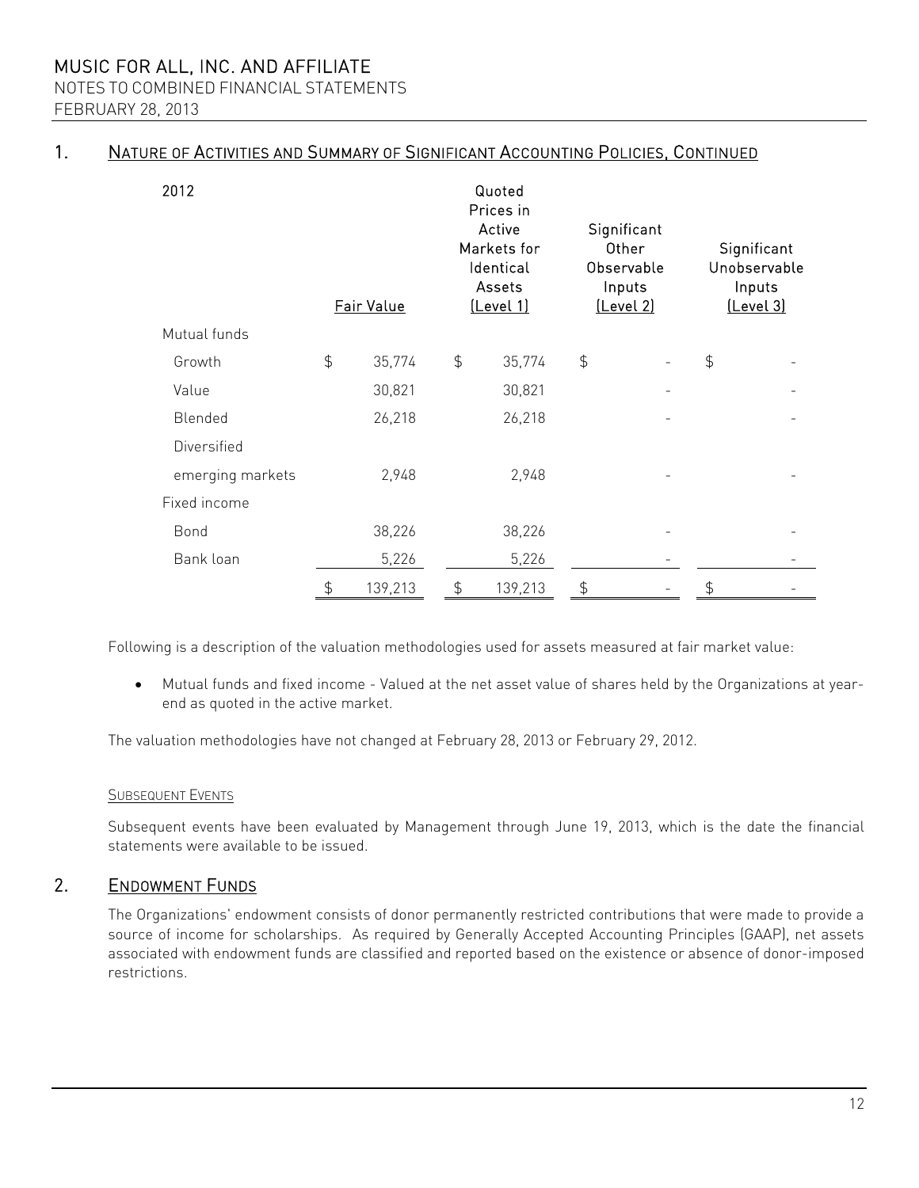## 1. Nature of Activities and Summary of Significant Accounting Policies, Continued

| 2012 | Fair Value | Quoted Prices in Active Markets for Identical Assets (Level 1) | Significant Other Observable Inputs (Level 2) | Significant Unobservable Inputs (Level 3) |
|---|---|---|---|---|
| Mutual funds | | | | |
| Growth | $ 35,774 | $ 35,774 | $ - | $ - |
| Value | 30,821 | 30,821 | - | - |
| Blended | 26,218 | 26,218 | - | - |
| Diversified emerging markets | 2,948 | 2,948 | - | - |
| Fixed income | | | | |
| Bond | 38,226 | 38,226 | - | - |
| Bank loan | 5,226 | 5,226 | - | - |
| | $ 139,213 | $ 139,213 | $ - | $ - |

Following is a description of the valuation methodologies used for assets measured at fair market value:

- Mutual funds and fixed income - Valued at the net asset value of shares held by the Organizations at year-end as quoted in the active market.

The valuation methodologies have not changed at February 28, 2013 or February 29, 2012.

### Subsequent Events

Subsequent events have been evaluated by Management through June 19, 2013, which is the date the financial statements were available to be issued.

## 2. Endowment Funds

The Organizations' endowment consists of donor permanently restricted contributions that were made to provide a source of income for scholarships. As required by Generally Accepted Accounting Principles (GAAP), net assets associated with endowment funds are classified and reported based on the existence or absence of donor-imposed restrictions.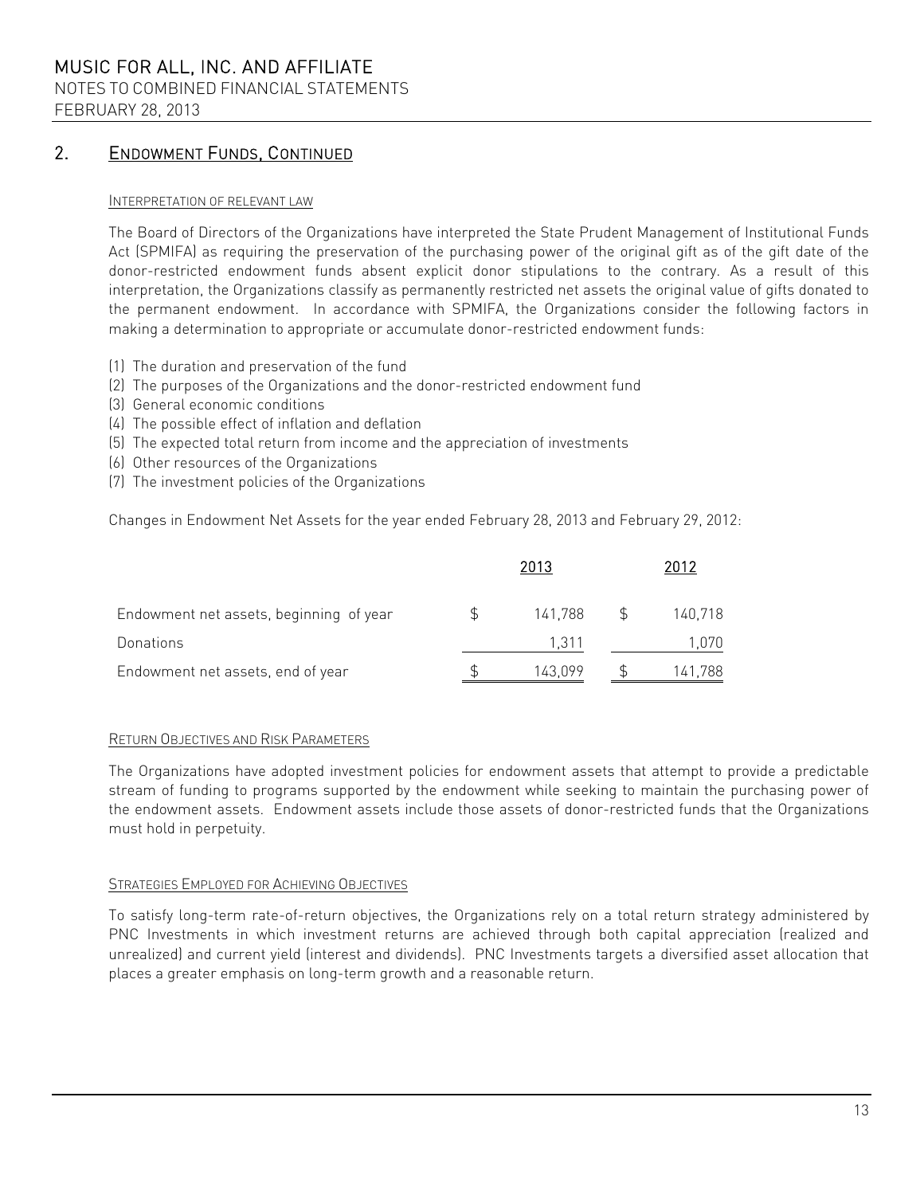## 2. Endowment Funds, Continued

### Interpretation of relevant law

The Board of Directors of the Organizations have interpreted the State Prudent Management of Institutional Funds Act (SPMIFA) as requiring the preservation of the purchasing power of the original gift as of the gift date of the donor-restricted endowment funds absent explicit donor stipulations to the contrary. As a result of this interpretation, the Organizations classify as permanently restricted net assets the original value of gifts donated to the permanent endowment. In accordance with SPMIFA, the Organizations consider the following factors in making a determination to appropriate or accumulate donor-restricted endowment funds:

(1) The duration and preservation of the fund
(2) The purposes of the Organizations and the donor-restricted endowment fund
(3) General economic conditions
(4) The possible effect of inflation and deflation
(5) The expected total return from income and the appreciation of investments
(6) Other resources of the Organizations
(7) The investment policies of the Organizations

Changes in Endowment Net Assets for the year ended February 28, 2013 and February 29, 2012:

| | 2013 | 2012 |
|---|---|---|
| Endowment net assets, beginning of year | $ 141,788 | $ 140,718 |
| Donations | 1,311 | 1,070 |
| Endowment net assets, end of year | $ 143,099 | $ 141,788 |

### Return Objectives and Risk Parameters

The Organizations have adopted investment policies for endowment assets that attempt to provide a predictable stream of funding to programs supported by the endowment while seeking to maintain the purchasing power of the endowment assets. Endowment assets include those assets of donor-restricted funds that the Organizations must hold in perpetuity.

### Strategies Employed for Achieving Objectives

To satisfy long-term rate-of-return objectives, the Organizations rely on a total return strategy administered by PNC Investments in which investment returns are achieved through both capital appreciation (realized and unrealized) and current yield (interest and dividends). PNC Investments targets a diversified asset allocation that places a greater emphasis on long-term growth and a reasonable return.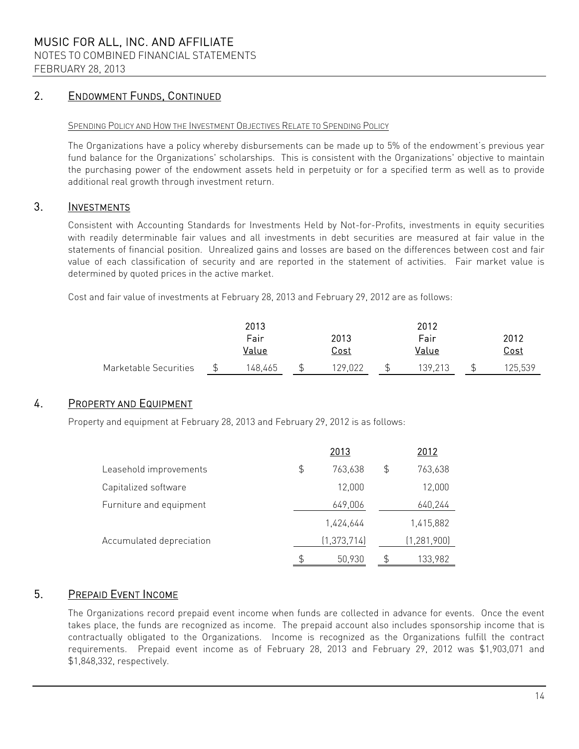## 2. ENDOWMENT FUNDS, CONTINUED

SPENDING POLICY AND HOW THE INVESTMENT OBJECTIVES RELATE TO SPENDING POLICY

The Organizations have a policy whereby disbursements can be made up to 5% of the endowment's previous year fund balance for the Organizations' scholarships. This is consistent with the Organizations' objective to maintain the purchasing power of the endowment assets held in perpetuity or for a specified term as well as to provide additional real growth through investment return.

## 3. INVESTMENTS

Consistent with Accounting Standards for Investments Held by Not-for-Profits, investments in equity securities with readily determinable fair values and all investments in debt securities are measured at fair value in the statements of financial position. Unrealized gains and losses are based on the differences between cost and fair value of each classification of security and are reported in the statement of activities. Fair market value is determined by quoted prices in the active market.

Cost and fair value of investments at February 28, 2013 and February 29, 2012 are as follows:

| | 2013 Fair Value | 2013 Cost | 2012 Fair Value | 2012 Cost |
|---|---|---|---|---|
| Marketable Securities | $ 148,465 | $ 129,022 | $ 139,213 | $ 125,539 |

## 4. PROPERTY AND EQUIPMENT

Property and equipment at February 28, 2013 and February 29, 2012 is as follows:

| | 2013 | 2012 |
|---|---|---|
| Leasehold improvements | $ 763,638 | $ 763,638 |
| Capitalized software | 12,000 | 12,000 |
| Furniture and equipment | 649,006 | 640,244 |
| | 1,424,644 | 1,415,882 |
| Accumulated depreciation | (1,373,714) | (1,281,900) |
| | $ 50,930 | $ 133,982 |

## 5. PREPAID EVENT INCOME

The Organizations record prepaid event income when funds are collected in advance for events. Once the event takes place, the funds are recognized as income. The prepaid account also includes sponsorship income that is contractually obligated to the Organizations. Income is recognized as the Organizations fulfill the contract requirements. Prepaid event income as of February 28, 2013 and February 29, 2012 was $1,903,071 and $1,848,332, respectively.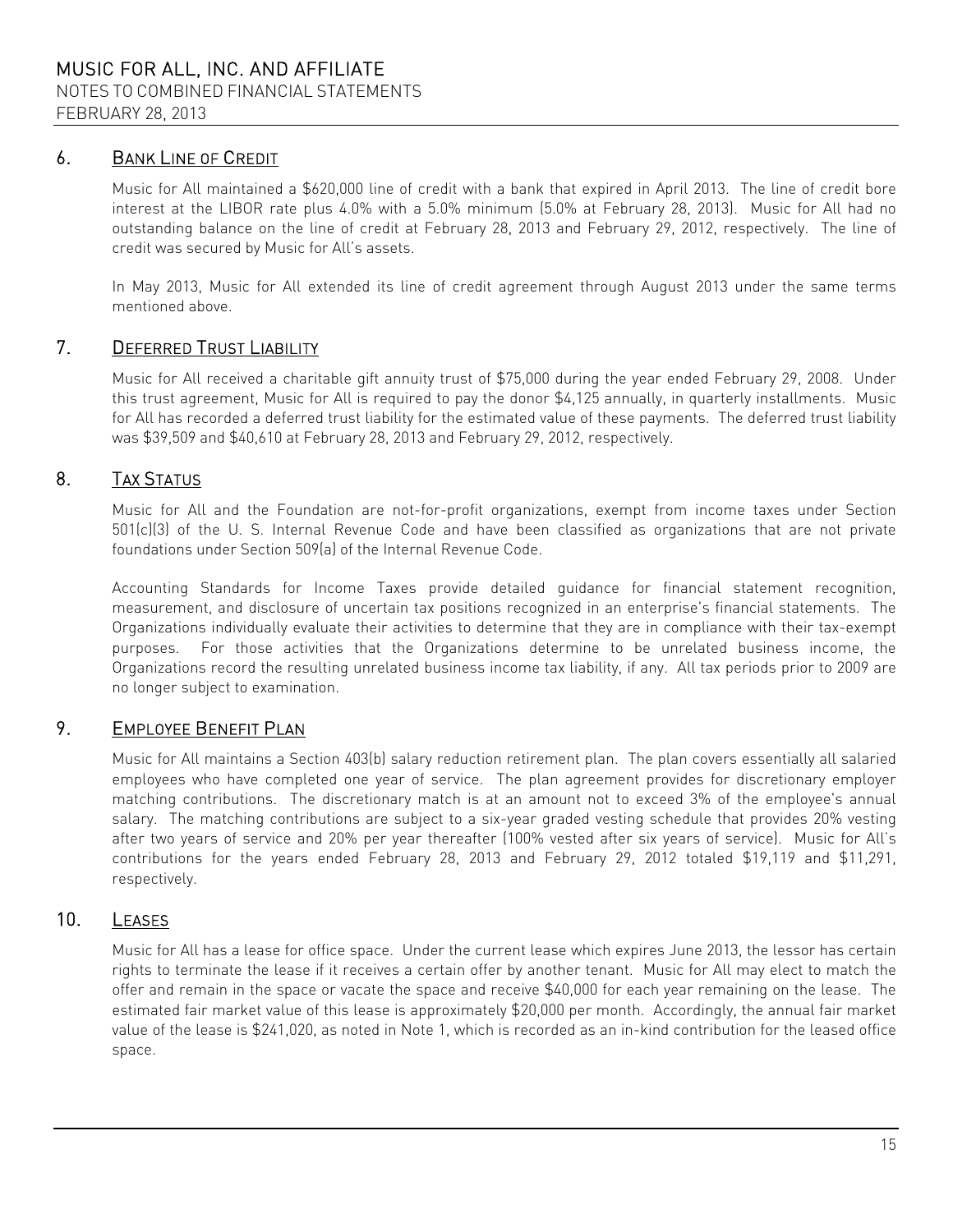## 6. BANK LINE OF CREDIT

Music for All maintained a $620,000 line of credit with a bank that expired in April 2013. The line of credit bore interest at the LIBOR rate plus 4.0% with a 5.0% minimum (5.0% at February 28, 2013). Music for All had no outstanding balance on the line of credit at February 28, 2013 and February 29, 2012, respectively. The line of credit was secured by Music for All's assets.

In May 2013, Music for All extended its line of credit agreement through August 2013 under the same terms mentioned above.

## 7. DEFERRED TRUST LIABILITY

Music for All received a charitable gift annuity trust of $75,000 during the year ended February 29, 2008. Under this trust agreement, Music for All is required to pay the donor $4,125 annually, in quarterly installments. Music for All has recorded a deferred trust liability for the estimated value of these payments. The deferred trust liability was $39,509 and $40,610 at February 28, 2013 and February 29, 2012, respectively.

## 8. TAX STATUS

Music for All and the Foundation are not-for-profit organizations, exempt from income taxes under Section 501(c)(3) of the U. S. Internal Revenue Code and have been classified as organizations that are not private foundations under Section 509(a) of the Internal Revenue Code.

Accounting Standards for Income Taxes provide detailed guidance for financial statement recognition, measurement, and disclosure of uncertain tax positions recognized in an enterprise's financial statements. The Organizations individually evaluate their activities to determine that they are in compliance with their tax-exempt purposes. For those activities that the Organizations determine to be unrelated business income, the Organizations record the resulting unrelated business income tax liability, if any. All tax periods prior to 2009 are no longer subject to examination.

## 9. EMPLOYEE BENEFIT PLAN

Music for All maintains a Section 403(b) salary reduction retirement plan. The plan covers essentially all salaried employees who have completed one year of service. The plan agreement provides for discretionary employer matching contributions. The discretionary match is at an amount not to exceed 3% of the employee's annual salary. The matching contributions are subject to a six-year graded vesting schedule that provides 20% vesting after two years of service and 20% per year thereafter (100% vested after six years of service). Music for All's contributions for the years ended February 28, 2013 and February 29, 2012 totaled $19,119 and $11,291, respectively.

## 10. LEASES

Music for All has a lease for office space. Under the current lease which expires June 2013, the lessor has certain rights to terminate the lease if it receives a certain offer by another tenant. Music for All may elect to match the offer and remain in the space or vacate the space and receive $40,000 for each year remaining on the lease. The estimated fair market value of this lease is approximately $20,000 per month. Accordingly, the annual fair market value of the lease is $241,020, as noted in Note 1, which is recorded as an in-kind contribution for the leased office space.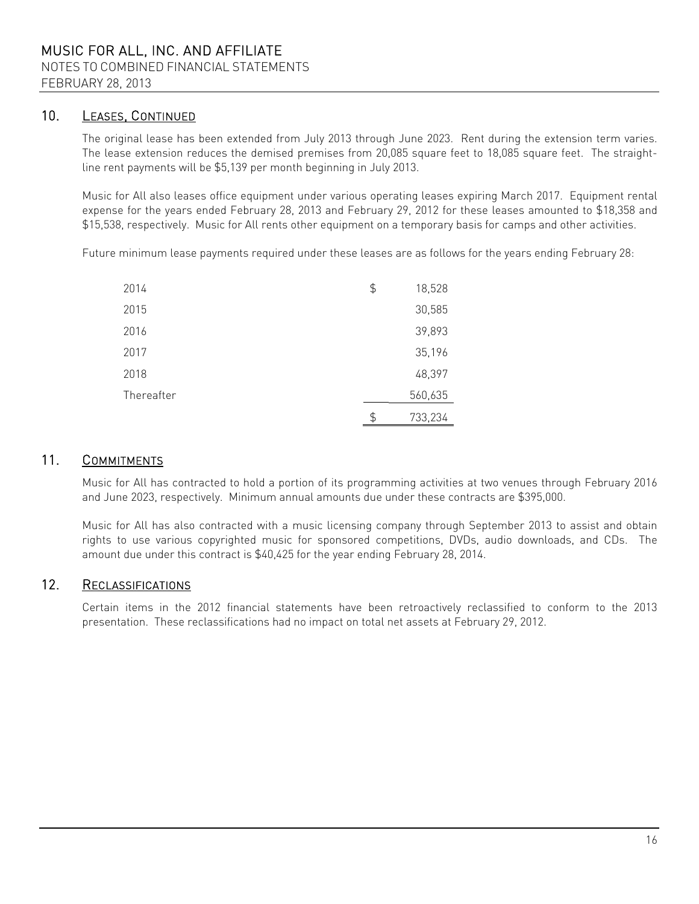## 10. Leases, Continued

The original lease has been extended from July 2013 through June 2023. Rent during the extension term varies. The lease extension reduces the demised premises from 20,085 square feet to 18,085 square feet. The straight-line rent payments will be $5,139 per month beginning in July 2013.

Music for All also leases office equipment under various operating leases expiring March 2017. Equipment rental expense for the years ended February 28, 2013 and February 29, 2012 for these leases amounted to $18,358 and $15,538, respectively. Music for All rents other equipment on a temporary basis for camps and other activities.

Future minimum lease payments required under these leases are as follows for the years ending February 28:

| | |
|---|---|
| 2014 | $ 18,528 |
| 2015 | 30,585 |
| 2016 | 39,893 |
| 2017 | 35,196 |
| 2018 | 48,397 |
| Thereafter | 560,635 |
| | $ 733,234 |

## 11. Commitments

Music for All has contracted to hold a portion of its programming activities at two venues through February 2016 and June 2023, respectively. Minimum annual amounts due under these contracts are $395,000.

Music for All has also contracted with a music licensing company through September 2013 to assist and obtain rights to use various copyrighted music for sponsored competitions, DVDs, audio downloads, and CDs. The amount due under this contract is $40,425 for the year ending February 28, 2014.

## 12. Reclassifications

Certain items in the 2012 financial statements have been retroactively reclassified to conform to the 2013 presentation. These reclassifications had no impact on total net assets at February 29, 2012.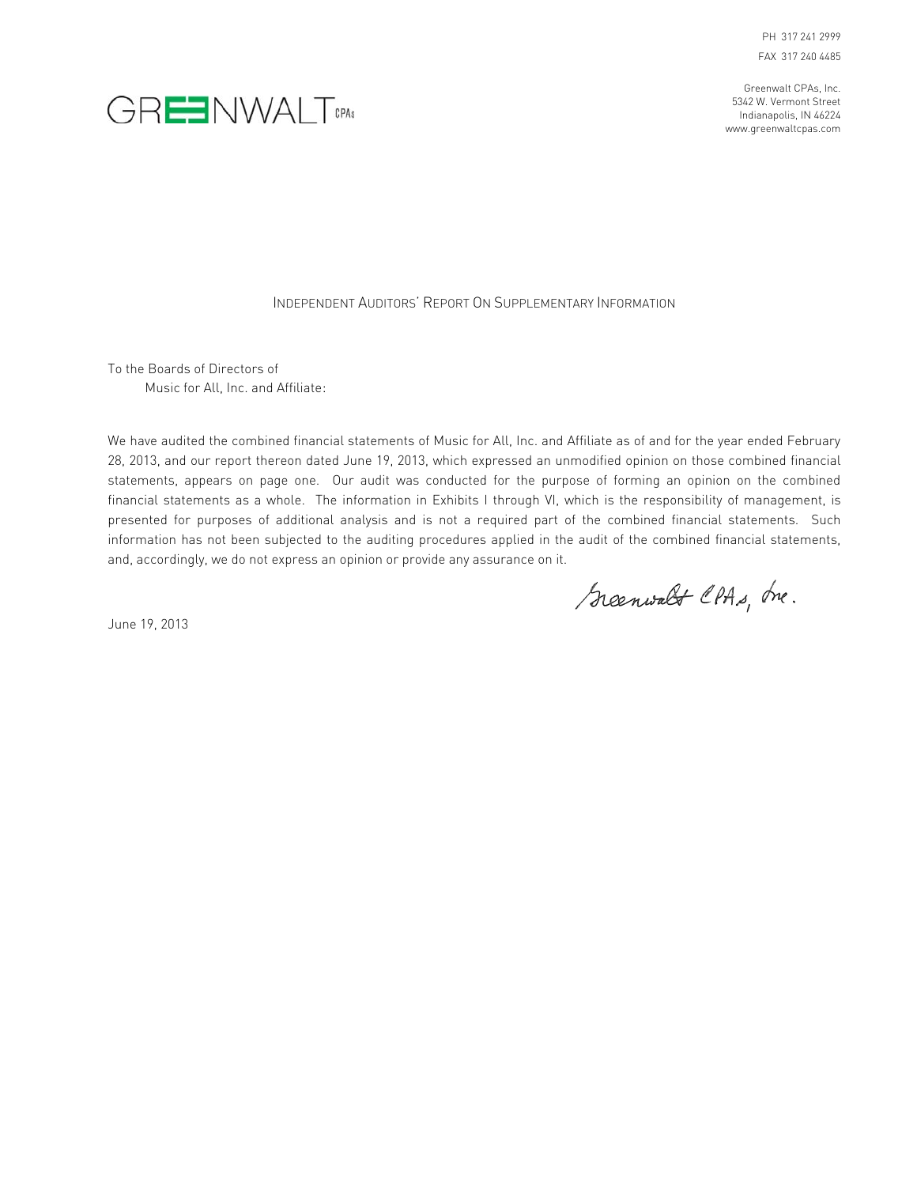PH 317 241 2999

FAX 317 240 4485

GREENWALT CPAs

Greenwalt CPAs, Inc.
5342 W. Vermont Street
Indianapolis, IN 46224
www.greenwaltcpas.com

## Independent Auditors' Report On Supplementary Information

To the Boards of Directors of
Music for All, Inc. and Affiliate:

We have audited the combined financial statements of Music for All, Inc. and Affiliate as of and for the year ended February 28, 2013, and our report thereon dated June 19, 2013, which expressed an unmodified opinion on those combined financial statements, appears on page one. Our audit was conducted for the purpose of forming an opinion on the combined financial statements as a whole. The information in Exhibits I through VI, which is the responsibility of management, is presented for purposes of additional analysis and is not a required part of the combined financial statements. Such information has not been subjected to the auditing procedures applied in the audit of the combined financial statements, and, accordingly, we do not express an opinion or provide any assurance on it.

Greenwalt CPAs, Inc.

June 19, 2013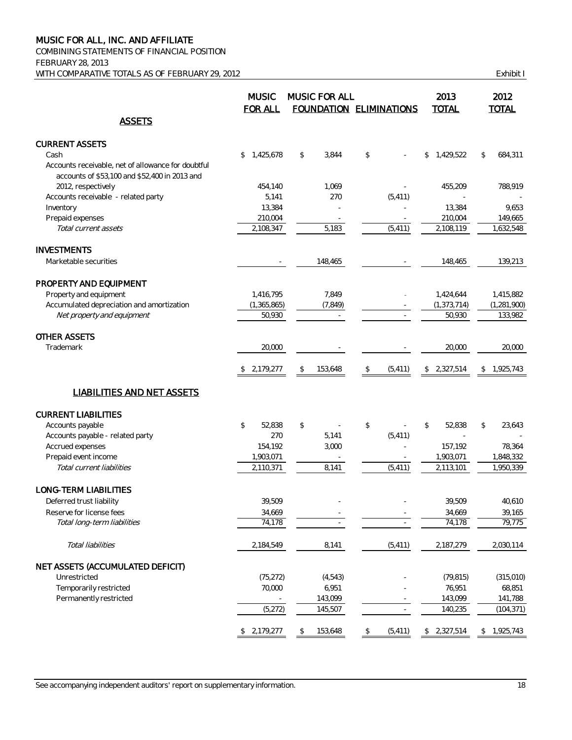# MUSIC FOR ALL, INC. AND AFFILIATE

COMBINING STATEMENTS OF FINANCIAL POSITION
FEBRUARY 28, 2013
WITH COMPARATIVE TOTALS AS OF FEBRUARY 29, 2012

Exhibit I

| | MUSIC FOR ALL | MUSIC FOR ALL FOUNDATION | ELIMINATIONS | 2013 TOTAL | 2012 TOTAL |
|---|---|---|---|---|---|
| **ASSETS** | | | | | |
| **CURRENT ASSETS** | | | | | |
| Cash | $ 1,425,678 | $ 3,844 | $ - | $ 1,429,522 | $ 684,311 |
| Accounts receivable, net of allowance for doubtful accounts of $53,100 and $52,400 in 2013 and 2012, respectively | 454,140 | 1,069 | - | 455,209 | 788,919 |
| Accounts receivable - related party | 5,141 | 270 | (5,411) | - | - |
| Inventory | 13,384 | - | - | 13,384 | 9,653 |
| Prepaid expenses | 210,004 | - | - | 210,004 | 149,665 |
| *Total current assets* | 2,108,347 | 5,183 | (5,411) | 2,108,119 | 1,632,548 |
| **INVESTMENTS** | | | | | |
| Marketable securities | - | 148,465 | - | 148,465 | 139,213 |
| **PROPERTY AND EQUIPMENT** | | | | | |
| Property and equipment | 1,416,795 | 7,849 | - | 1,424,644 | 1,415,882 |
| Accumulated depreciation and amortization | (1,365,865) | (7,849) | - | (1,373,714) | (1,281,900) |
| *Net property and equipment* | 50,930 | - | - | 50,930 | 133,982 |
| **OTHER ASSETS** | | | | | |
| Trademark | 20,000 | - | - | 20,000 | 20,000 |
| | $ 2,179,277 | $ 153,648 | $ (5,411) | $ 2,327,514 | $ 1,925,743 |
| **LIABILITIES AND NET ASSETS** | | | | | |
| **CURRENT LIABILITIES** | | | | | |
| Accounts payable | $ 52,838 | $ - | $ - | $ 52,838 | $ 23,643 |
| Accounts payable - related party | 270 | 5,141 | (5,411) | - | - |
| Accrued expenses | 154,192 | 3,000 | - | 157,192 | 78,364 |
| Prepaid event income | 1,903,071 | - | - | 1,903,071 | 1,848,332 |
| *Total current liabilities* | 2,110,371 | 8,141 | (5,411) | 2,113,101 | 1,950,339 |
| **LONG-TERM LIABILITIES** | | | | | |
| Deferred trust liability | 39,509 | - | - | 39,509 | 40,610 |
| Reserve for license fees | 34,669 | - | - | 34,669 | 39,165 |
| *Total long-term liabilities* | 74,178 | - | - | 74,178 | 79,775 |
| *Total liabilities* | 2,184,549 | 8,141 | (5,411) | 2,187,279 | 2,030,114 |
| **NET ASSETS (ACCUMULATED DEFICIT)** | | | | | |
| Unrestricted | (75,272) | (4,543) | - | (79,815) | (315,010) |
| Temporarily restricted | 70,000 | 6,951 | - | 76,951 | 68,851 |
| Permanently restricted | - | 143,099 | - | 143,099 | 141,788 |
| | (5,272) | 145,507 | - | 140,235 | (104,371) |
| | $ 2,179,277 | $ 153,648 | $ (5,411) | $ 2,327,514 | $ 1,925,743 |

See accompanying independent auditors' report on supplementary information.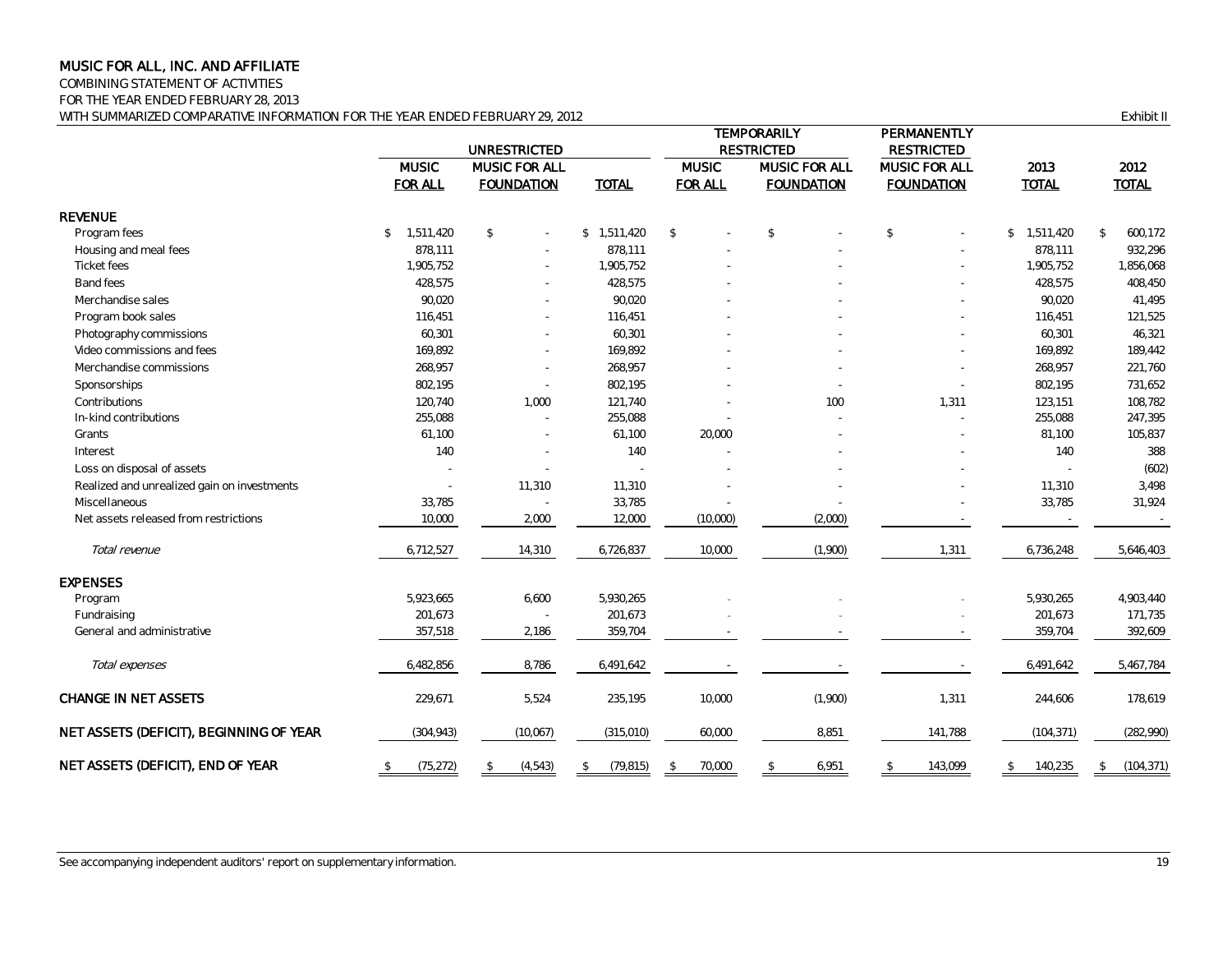# MUSIC FOR ALL, INC. AND AFFILIATE

COMBINING STATEMENT OF ACTIVITIES
FOR THE YEAR ENDED FEBRUARY 28, 2013
WITH SUMMARIZED COMPARATIVE INFORMATION FOR THE YEAR ENDED FEBRUARY 29, 2012

Exhibit II

| | UNRESTRICTED | | | TEMPORARILY RESTRICTED | | PERMANENTLY RESTRICTED | | |
|---|---|---|---|---|---|---|---|---|
| | MUSIC FOR ALL | MUSIC FOR ALL FOUNDATION | TOTAL | MUSIC FOR ALL | MUSIC FOR ALL FOUNDATION | MUSIC FOR ALL FOUNDATION | 2013 TOTAL | 2012 TOTAL |
| **REVENUE** | | | | | | | | |
| Program fees | $ 1,511,420 | $ - | $ 1,511,420 | $ - | $ - | $ - | $ 1,511,420 | $ 600,172 |
| Housing and meal fees | 878,111 | - | 878,111 | - | - | - | 878,111 | 932,296 |
| Ticket fees | 1,905,752 | - | 1,905,752 | - | - | - | 1,905,752 | 1,856,068 |
| Band fees | 428,575 | - | 428,575 | - | - | - | 428,575 | 408,450 |
| Merchandise sales | 90,020 | - | 90,020 | - | - | - | 90,020 | 41,495 |
| Program book sales | 116,451 | - | 116,451 | - | - | - | 116,451 | 121,525 |
| Photography commissions | 60,301 | - | 60,301 | - | - | - | 60,301 | 46,321 |
| Video commissions and fees | 169,892 | - | 169,892 | - | - | - | 169,892 | 189,442 |
| Merchandise commissions | 268,957 | - | 268,957 | - | - | - | 268,957 | 221,760 |
| Sponsorships | 802,195 | - | 802,195 | - | - | - | 802,195 | 731,652 |
| Contributions | 120,740 | 1,000 | 121,740 | - | 100 | 1,311 | 123,151 | 108,782 |
| In-kind contributions | 255,088 | - | 255,088 | - | - | - | 255,088 | 247,395 |
| Grants | 61,100 | - | 61,100 | 20,000 | - | - | 81,100 | 105,837 |
| Interest | 140 | - | 140 | - | - | - | 140 | 388 |
| Loss on disposal of assets | - | - | - | - | - | - | - | (602) |
| Realized and unrealized gain on investments | - | 11,310 | 11,310 | - | - | - | 11,310 | 3,498 |
| Miscellaneous | 33,785 | - | 33,785 | - | - | - | 33,785 | 31,924 |
| Net assets released from restrictions | 10,000 | 2,000 | 12,000 | (10,000) | (2,000) | - | - | - |
| *Total revenue* | 6,712,527 | 14,310 | 6,726,837 | 10,000 | (1,900) | 1,311 | 6,736,248 | 5,646,403 |
| **EXPENSES** | | | | | | | | |
| Program | 5,923,665 | 6,600 | 5,930,265 | - | - | - | 5,930,265 | 4,903,440 |
| Fundraising | 201,673 | - | 201,673 | - | - | - | 201,673 | 171,735 |
| General and administrative | 357,518 | 2,186 | 359,704 | - | - | - | 359,704 | 392,609 |
| *Total expenses* | 6,482,856 | 8,786 | 6,491,642 | - | - | - | 6,491,642 | 5,467,784 |
| **CHANGE IN NET ASSETS** | 229,671 | 5,524 | 235,195 | 10,000 | (1,900) | 1,311 | 244,606 | 178,619 |
| **NET ASSETS (DEFICIT), BEGINNING OF YEAR** | (304,943) | (10,067) | (315,010) | 60,000 | 8,851 | 141,788 | (104,371) | (282,990) |
| **NET ASSETS (DEFICIT), END OF YEAR** | $ (75,272) | $ (4,543) | $ (79,815) | $ 70,000 | $ 6,951 | $ 143,099 | $ 140,235 | $ (104,371) |

See accompanying independent auditors' report on supplementary information.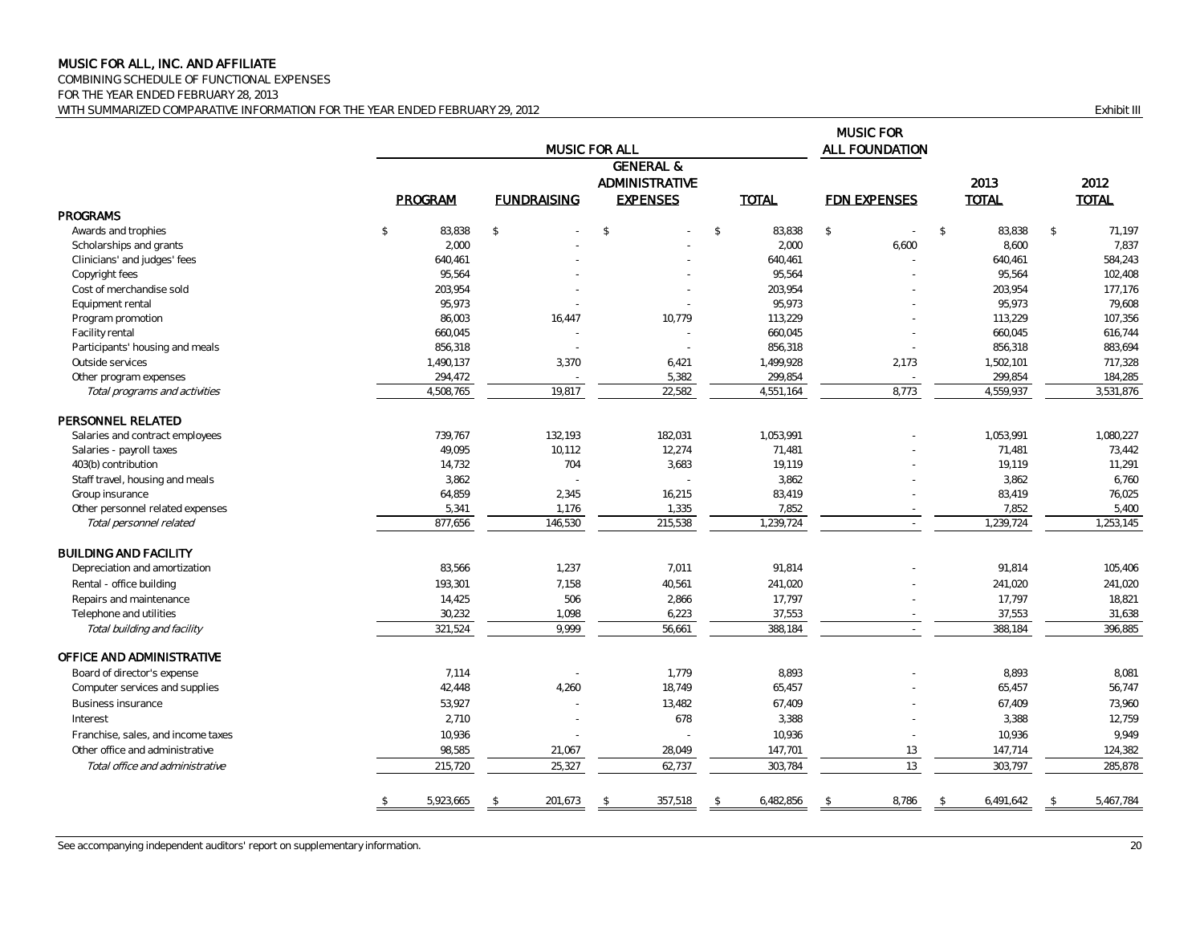# MUSIC FOR ALL, INC. AND AFFILIATE

COMBINING SCHEDULE OF FUNCTIONAL EXPENSES
FOR THE YEAR ENDED FEBRUARY 28, 2013
WITH SUMMARIZED COMPARATIVE INFORMATION FOR THE YEAR ENDED FEBRUARY 29, 2012

Exhibit III

| | MUSIC FOR ALL | | | | MUSIC FOR ALL FOUNDATION | | |
|---|---|---|---|---|---|---|---|
| | PROGRAM | FUNDRAISING | GENERAL & ADMINISTRATIVE EXPENSES | TOTAL | FDN EXPENSES | 2013 TOTAL | 2012 TOTAL |
| **PROGRAMS** | | | | | | | |
| Awards and trophies | $ 83,838 | $ - | $ - | $ 83,838 | $ - | $ 83,838 | $ 71,197 |
| Scholarships and grants | 2,000 | - | - | 2,000 | 6,600 | 8,600 | 7,837 |
| Clinicians' and judges' fees | 640,461 | - | - | 640,461 | - | 640,461 | 584,243 |
| Copyright fees | 95,564 | - | - | 95,564 | - | 95,564 | 102,408 |
| Cost of merchandise sold | 203,954 | - | - | 203,954 | - | 203,954 | 177,176 |
| Equipment rental | 95,973 | - | - | 95,973 | - | 95,973 | 79,608 |
| Program promotion | 86,003 | 16,447 | 10,779 | 113,229 | - | 113,229 | 107,356 |
| Facility rental | 660,045 | - | - | 660,045 | - | 660,045 | 616,744 |
| Participants' housing and meals | 856,318 | - | - | 856,318 | - | 856,318 | 883,694 |
| Outside services | 1,490,137 | 3,370 | 6,421 | 1,499,928 | 2,173 | 1,502,101 | 717,328 |
| Other program expenses | 294,472 | - | 5,382 | 299,854 | - | 299,854 | 184,285 |
| *Total programs and activities* | 4,508,765 | 19,817 | 22,582 | 4,551,164 | 8,773 | 4,559,937 | 3,531,876 |
| **PERSONNEL RELATED** | | | | | | | |
| Salaries and contract employees | 739,767 | 132,193 | 182,031 | 1,053,991 | - | 1,053,991 | 1,080,227 |
| Salaries - payroll taxes | 49,095 | 10,112 | 12,274 | 71,481 | - | 71,481 | 73,442 |
| 403(b) contribution | 14,732 | 704 | 3,683 | 19,119 | - | 19,119 | 11,291 |
| Staff travel, housing and meals | 3,862 | - | - | 3,862 | - | 3,862 | 6,760 |
| Group insurance | 64,859 | 2,345 | 16,215 | 83,419 | - | 83,419 | 76,025 |
| Other personnel related expenses | 5,341 | 1,176 | 1,335 | 7,852 | - | 7,852 | 5,400 |
| *Total personnel related* | 877,656 | 146,530 | 215,538 | 1,239,724 | - | 1,239,724 | 1,253,145 |
| **BUILDING AND FACILITY** | | | | | | | |
| Depreciation and amortization | 83,566 | 1,237 | 7,011 | 91,814 | - | 91,814 | 105,406 |
| Rental - office building | 193,301 | 7,158 | 40,561 | 241,020 | - | 241,020 | 241,020 |
| Repairs and maintenance | 14,425 | 506 | 2,866 | 17,797 | - | 17,797 | 18,821 |
| Telephone and utilities | 30,232 | 1,098 | 6,223 | 37,553 | - | 37,553 | 31,638 |
| *Total building and facility* | 321,524 | 9,999 | 56,661 | 388,184 | - | 388,184 | 396,885 |
| **OFFICE AND ADMINISTRATIVE** | | | | | | | |
| Board of director's expense | 7,114 | - | 1,779 | 8,893 | - | 8,893 | 8,081 |
| Computer services and supplies | 42,448 | 4,260 | 18,749 | 65,457 | - | 65,457 | 56,747 |
| Business insurance | 53,927 | - | 13,482 | 67,409 | - | 67,409 | 73,960 |
| Interest | 2,710 | - | 678 | 3,388 | - | 3,388 | 12,759 |
| Franchise, sales, and income taxes | 10,936 | - | - | 10,936 | - | 10,936 | 9,949 |
| Other office and administrative | 98,585 | 21,067 | 28,049 | 147,701 | 13 | 147,714 | 124,382 |
| *Total office and administrative* | 215,720 | 25,327 | 62,737 | 303,784 | 13 | 303,797 | 285,878 |
| | $ 5,923,665 | $ 201,673 | $ 357,518 | $ 6,482,856 | $ 8,786 | $ 6,491,642 | $ 5,467,784 |

See accompanying independent auditors' report on supplementary information.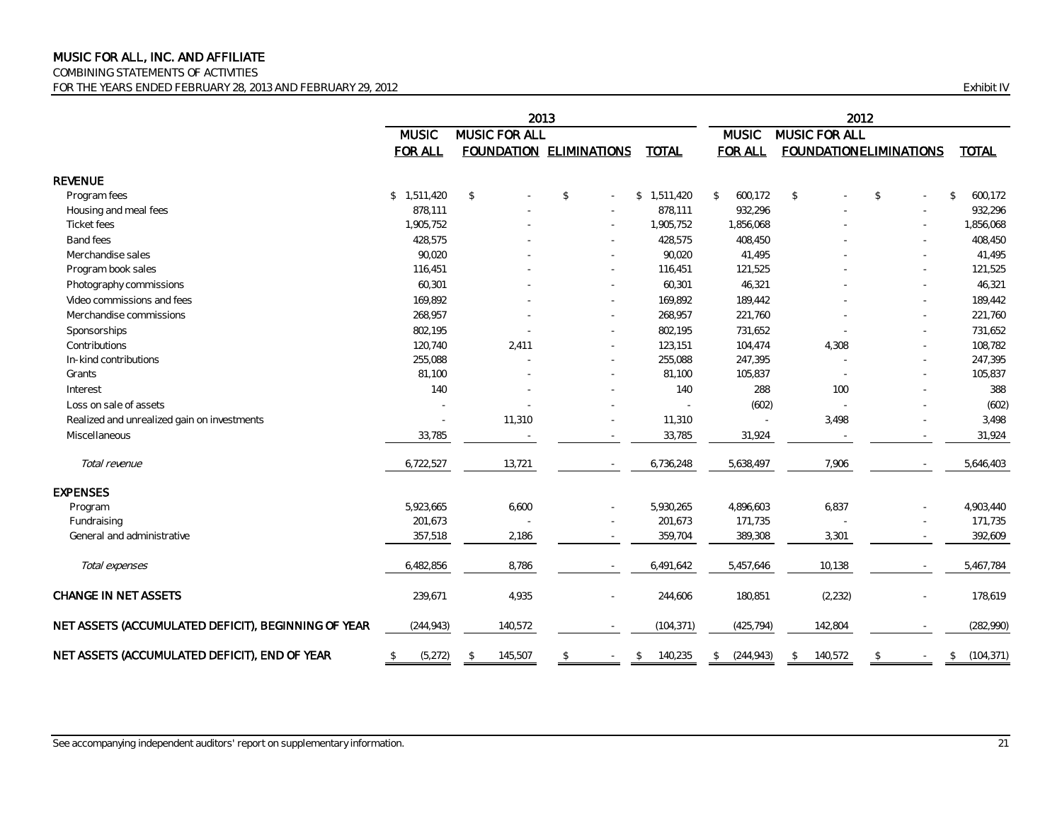# MUSIC FOR ALL, INC. AND AFFILIATE

COMBINING STATEMENTS OF ACTIVITIES

FOR THE YEARS ENDED FEBRUARY 28, 2013 AND FEBRUARY 29, 2012

Exhibit IV

| | 2013 | | | | 2012 | | | |
|---|---|---|---|---|---|---|---|---|
| | MUSIC FOR ALL | MUSIC FOR ALL FOUNDATION | ELIMINATIONS | TOTAL | MUSIC FOR ALL | MUSIC FOR ALL FOUNDATION | ELIMINATIONS | TOTAL |
| **REVENUE** | | | | | | | | |
| Program fees | $ 1,511,420 | $ - | $ - | $ 1,511,420 | $ 600,172 | $ - | $ - | $ 600,172 |
| Housing and meal fees | 878,111 | - | - | 878,111 | 932,296 | - | - | 932,296 |
| Ticket fees | 1,905,752 | - | - | 1,905,752 | 1,856,068 | - | - | 1,856,068 |
| Band fees | 428,575 | - | - | 428,575 | 408,450 | - | - | 408,450 |
| Merchandise sales | 90,020 | - | - | 90,020 | 41,495 | - | - | 41,495 |
| Program book sales | 116,451 | - | - | 116,451 | 121,525 | - | - | 121,525 |
| Photography commissions | 60,301 | - | - | 60,301 | 46,321 | - | - | 46,321 |
| Video commissions and fees | 169,892 | - | - | 169,892 | 189,442 | - | - | 189,442 |
| Merchandise commissions | 268,957 | - | - | 268,957 | 221,760 | - | - | 221,760 |
| Sponsorships | 802,195 | - | - | 802,195 | 731,652 | - | - | 731,652 |
| Contributions | 120,740 | 2,411 | - | 123,151 | 104,474 | 4,308 | - | 108,782 |
| In-kind contributions | 255,088 | - | - | 255,088 | 247,395 | - | - | 247,395 |
| Grants | 81,100 | - | - | 81,100 | 105,837 | - | - | 105,837 |
| Interest | 140 | - | - | 140 | 288 | 100 | - | 388 |
| Loss on sale of assets | - | - | - | - | (602) | - | - | (602) |
| Realized and unrealized gain on investments | - | 11,310 | - | 11,310 | - | 3,498 | - | 3,498 |
| Miscellaneous | 33,785 | - | - | 33,785 | 31,924 | - | - | 31,924 |
| *Total revenue* | 6,722,527 | 13,721 | - | 6,736,248 | 5,638,497 | 7,906 | - | 5,646,403 |
| **EXPENSES** | | | | | | | | |
| Program | 5,923,665 | 6,600 | - | 5,930,265 | 4,896,603 | 6,837 | - | 4,903,440 |
| Fundraising | 201,673 | - | - | 201,673 | 171,735 | - | - | 171,735 |
| General and administrative | 357,518 | 2,186 | - | 359,704 | 389,308 | 3,301 | - | 392,609 |
| *Total expenses* | 6,482,856 | 8,786 | - | 6,491,642 | 5,457,646 | 10,138 | - | 5,467,784 |
| **CHANGE IN NET ASSETS** | 239,671 | 4,935 | - | 244,606 | 180,851 | (2,232) | - | 178,619 |
| **NET ASSETS (ACCUMULATED DEFICIT), BEGINNING OF YEAR** | (244,943) | 140,572 | - | (104,371) | (425,794) | 142,804 | - | (282,990) |
| **NET ASSETS (ACCUMULATED DEFICIT), END OF YEAR** | $ (5,272) | $ 145,507 | $ - | $ 140,235 | $ (244,943) | $ 140,572 | $ - | $ (104,371) |

See accompanying independent auditors' report on supplementary information.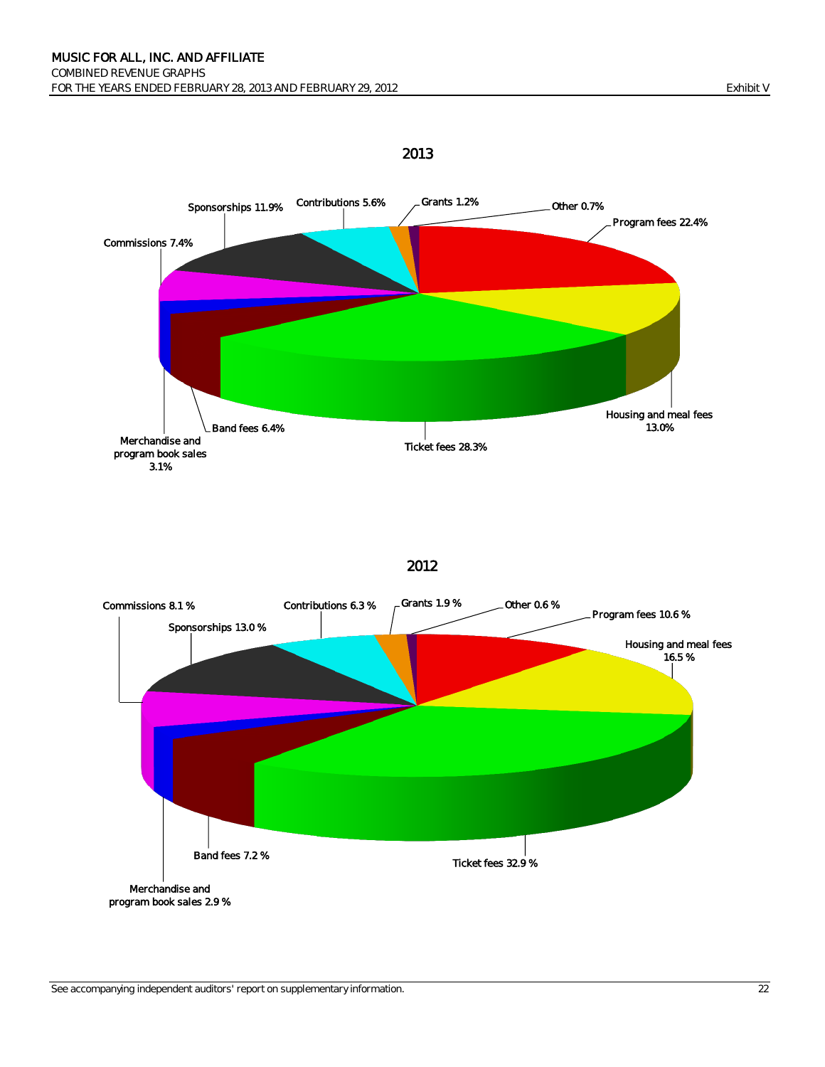MUSIC FOR ALL, INC. AND AFFILIATE
COMBINED REVENUE GRAPHS
FOR THE YEARS ENDED FEBRUARY 28, 2013 AND FEBRUARY 29, 2012

Exhibit V

## 2013

Program fees 22.4%
Housing and meal fees 13.0%
Ticket fees 28.3%
Band fees 6.4%
Merchandise and program book sales 3.1%
Commissions 7.4%
Sponsorships 11.9%
Contributions 5.6%
Grants 1.2%
Other 0.7%

## 2012

Program fees 10.6 %
Housing and meal fees 16.5 %
Ticket fees 32.9 %
Band fees 7.2 %
Merchandise and program book sales 2.9 %
Commissions 8.1 %
Sponsorships 13.0 %
Contributions 6.3 %
Grants 1.9 %
Other 0.6 %

See accompanying independent auditors' report on supplementary information.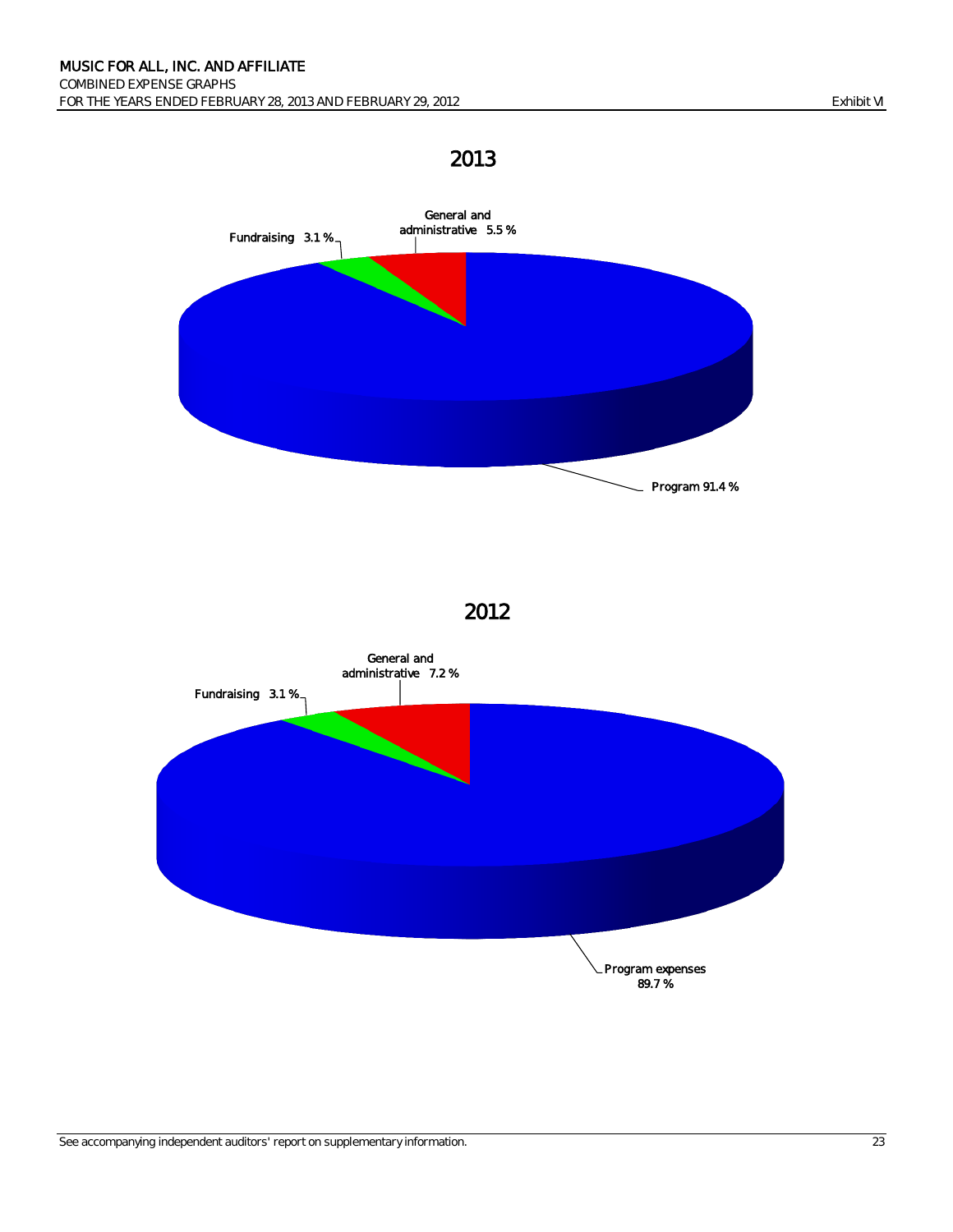# MUSIC FOR ALL, INC. AND AFFILIATE

COMBINED EXPENSE GRAPHS

FOR THE YEARS ENDED FEBRUARY 28, 2013 AND FEBRUARY 29, 2012

Exhibit VI

## 2013

General and administrative 5.5 %

Fundraising 3.1 %

Program 91.4 %

## 2012

General and administrative 7.2 %

Fundraising 3.1 %

Program expenses 89.7 %

See accompanying independent auditors' report on supplementary information.